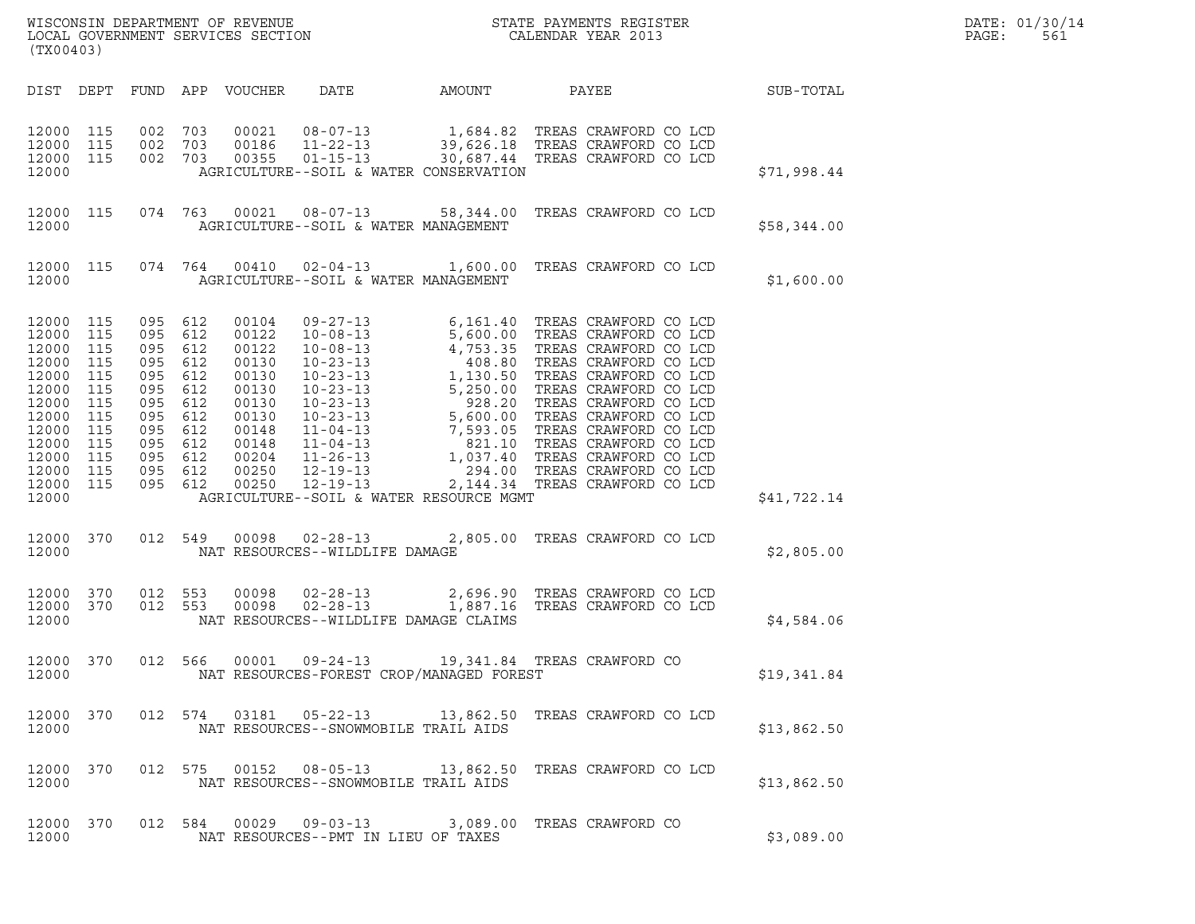WISCONSIN DEPARTMENT OF REVENUE
LOCAL GOVERNMENT SERVICES SECTION
(TX00403)

STATE PAYMENTS REGISTER
CALENDAR YEAR 2013

DATE: 01/30/14
PAGE: 561

| DIST | DEPT | FUND | APP | VOUCHER | DATE | AMOUNT | PAYEE | SUB-TOTAL |
|---|---|---|---|---|---|---|---|---|
| 12000 | 115 | 002 | 703 | 00021 | 08-07-13 | 1,684.82 | TREAS CRAWFORD CO LCD | |
| 12000 | 115 | 002 | 703 | 00186 | 11-22-13 | 39,626.18 | TREAS CRAWFORD CO LCD | |
| 12000 | 115 | 002 | 703 | 00355 | 01-15-13 | 30,687.44 | TREAS CRAWFORD CO LCD | |
| 12000 | | | | | AGRICULTURE--SOIL & WATER CONSERVATION | | | $71,998.44 |
| 12000 | 115 | 074 | 763 | 00021 | 08-07-13 | 58,344.00 | TREAS CRAWFORD CO LCD | |
| 12000 | | | | | AGRICULTURE--SOIL & WATER MANAGEMENT | | | $58,344.00 |
| 12000 | 115 | 074 | 764 | 00410 | 02-04-13 | 1,600.00 | TREAS CRAWFORD CO LCD | |
| 12000 | | | | | AGRICULTURE--SOIL & WATER MANAGEMENT | | | $1,600.00 |
| 12000 | 115 | 095 | 612 | 00104 | 09-27-13 | 6,161.40 | TREAS CRAWFORD CO LCD | |
| 12000 | 115 | 095 | 612 | 00122 | 10-08-13 | 5,600.00 | TREAS CRAWFORD CO LCD | |
| 12000 | 115 | 095 | 612 | 00122 | 10-08-13 | 4,753.35 | TREAS CRAWFORD CO LCD | |
| 12000 | 115 | 095 | 612 | 00130 | 10-23-13 | 408.80 | TREAS CRAWFORD CO LCD | |
| 12000 | 115 | 095 | 612 | 00130 | 10-23-13 | 1,130.50 | TREAS CRAWFORD CO LCD | |
| 12000 | 115 | 095 | 612 | 00130 | 10-23-13 | 5,250.00 | TREAS CRAWFORD CO LCD | |
| 12000 | 115 | 095 | 612 | 00130 | 10-23-13 | 928.20 | TREAS CRAWFORD CO LCD | |
| 12000 | 115 | 095 | 612 | 00130 | 10-23-13 | 5,600.00 | TREAS CRAWFORD CO LCD | |
| 12000 | 115 | 095 | 612 | 00148 | 11-04-13 | 7,593.05 | TREAS CRAWFORD CO LCD | |
| 12000 | 115 | 095 | 612 | 00148 | 11-04-13 | 821.10 | TREAS CRAWFORD CO LCD | |
| 12000 | 115 | 095 | 612 | 00204 | 11-26-13 | 1,037.40 | TREAS CRAWFORD CO LCD | |
| 12000 | 115 | 095 | 612 | 00250 | 12-19-13 | 294.00 | TREAS CRAWFORD CO LCD | |
| 12000 | 115 | 095 | 612 | 00250 | 12-19-13 | 2,144.34 | TREAS CRAWFORD CO LCD | |
| 12000 | | | | | AGRICULTURE--SOIL & WATER RESOURCE MGMT | | | $41,722.14 |
| 12000 | 370 | 012 | 549 | 00098 | 02-28-13 | 2,805.00 | TREAS CRAWFORD CO LCD | |
| 12000 | | | | | NAT RESOURCES--WILDLIFE DAMAGE | | | $2,805.00 |
| 12000 | 370 | 012 | 553 | 00098 | 02-28-13 | 2,696.90 | TREAS CRAWFORD CO LCD | |
| 12000 | 370 | 012 | 553 | 00098 | 02-28-13 | 1,887.16 | TREAS CRAWFORD CO LCD | |
| 12000 | | | | | NAT RESOURCES--WILDLIFE DAMAGE CLAIMS | | | $4,584.06 |
| 12000 | 370 | 012 | 566 | 00001 | 09-24-13 | 19,341.84 | TREAS CRAWFORD CO | |
| 12000 | | | | | NAT RESOURCES-FOREST CROP/MANAGED FOREST | | | $19,341.84 |
| 12000 | 370 | 012 | 574 | 03181 | 05-22-13 | 13,862.50 | TREAS CRAWFORD CO LCD | |
| 12000 | | | | | NAT RESOURCES--SNOWMOBILE TRAIL AIDS | | | $13,862.50 |
| 12000 | 370 | 012 | 575 | 00152 | 08-05-13 | 13,862.50 | TREAS CRAWFORD CO LCD | |
| 12000 | | | | | NAT RESOURCES--SNOWMOBILE TRAIL AIDS | | | $13,862.50 |
| 12000 | 370 | 012 | 584 | 00029 | 09-03-13 | 3,089.00 | TREAS CRAWFORD CO | |
| 12000 | | | | | NAT RESOURCES--PMT IN LIEU OF TAXES | | | $3,089.00 |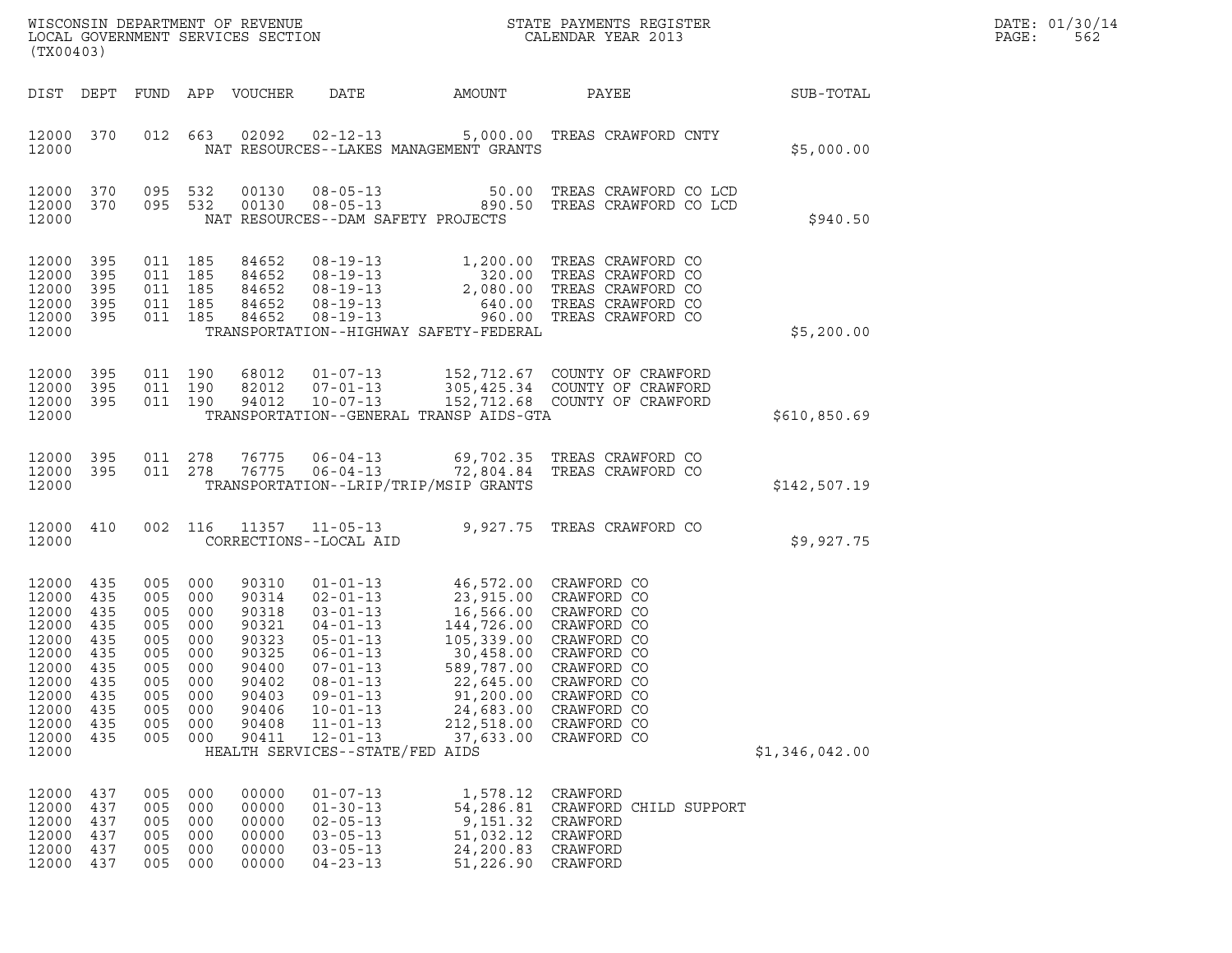WISCONSIN DEPARTMENT OF REVENUE
LOCAL GOVERNMENT SERVICES SECTION
(TX00403)

STATE PAYMENTS REGISTER
CALENDAR YEAR 2013

DATE: 01/30/14
PAGE: 562

| DIST | DEPT | FUND | APP | VOUCHER | DATE | AMOUNT | PAYEE | SUB-TOTAL |
|---|---|---|---|---|---|---|---|---|
| 12000 | 370 | 012 | 663 | 02092 | 02-12-13 | 5,000.00 | TREAS CRAWFORD CNTY | |
| 12000 | | | | NAT RESOURCES--LAKES MANAGEMENT GRANTS | | | | $5,000.00 |
| 12000 | 370 | 095 | 532 | 00130 | 08-05-13 | 50.00 | TREAS CRAWFORD CO LCD | |
| 12000 | 370 | 095 | 532 | 00130 | 08-05-13 | 890.50 | TREAS CRAWFORD CO LCD | |
| 12000 | | | | NAT RESOURCES--DAM SAFETY PROJECTS | | | | $940.50 |
| 12000 | 395 | 011 | 185 | 84652 | 08-19-13 | 1,200.00 | TREAS CRAWFORD CO | |
| 12000 | 395 | 011 | 185 | 84652 | 08-19-13 | 320.00 | TREAS CRAWFORD CO | |
| 12000 | 395 | 011 | 185 | 84652 | 08-19-13 | 2,080.00 | TREAS CRAWFORD CO | |
| 12000 | 395 | 011 | 185 | 84652 | 08-19-13 | 640.00 | TREAS CRAWFORD CO | |
| 12000 | 395 | 011 | 185 | 84652 | 08-19-13 | 960.00 | TREAS CRAWFORD CO | |
| 12000 | | | | TRANSPORTATION--HIGHWAY SAFETY-FEDERAL | | | | $5,200.00 |
| 12000 | 395 | 011 | 190 | 68012 | 01-07-13 | 152,712.67 | COUNTY OF CRAWFORD | |
| 12000 | 395 | 011 | 190 | 82012 | 07-01-13 | 305,425.34 | COUNTY OF CRAWFORD | |
| 12000 | 395 | 011 | 190 | 94012 | 10-07-13 | 152,712.68 | COUNTY OF CRAWFORD | |
| 12000 | | | | TRANSPORTATION--GENERAL TRANSP AIDS-GTA | | | | $610,850.69 |
| 12000 | 395 | 011 | 278 | 76775 | 06-04-13 | 69,702.35 | TREAS CRAWFORD CO | |
| 12000 | 395 | 011 | 278 | 76775 | 06-04-13 | 72,804.84 | TREAS CRAWFORD CO | |
| 12000 | | | | TRANSPORTATION--LRIP/TRIP/MSIP GRANTS | | | | $142,507.19 |
| 12000 | 410 | 002 | 116 | 11357 | 11-05-13 | 9,927.75 | TREAS CRAWFORD CO | |
| 12000 | | | | CORRECTIONS--LOCAL AID | | | | $9,927.75 |
| 12000 | 435 | 005 | 000 | 90310 | 01-01-13 | 46,572.00 | CRAWFORD CO | |
| 12000 | 435 | 005 | 000 | 90314 | 02-01-13 | 23,915.00 | CRAWFORD CO | |
| 12000 | 435 | 005 | 000 | 90318 | 03-01-13 | 16,566.00 | CRAWFORD CO | |
| 12000 | 435 | 005 | 000 | 90321 | 04-01-13 | 144,726.00 | CRAWFORD CO | |
| 12000 | 435 | 005 | 000 | 90323 | 05-01-13 | 105,339.00 | CRAWFORD CO | |
| 12000 | 435 | 005 | 000 | 90325 | 06-01-13 | 30,458.00 | CRAWFORD CO | |
| 12000 | 435 | 005 | 000 | 90400 | 07-01-13 | 589,787.00 | CRAWFORD CO | |
| 12000 | 435 | 005 | 000 | 90402 | 08-01-13 | 22,645.00 | CRAWFORD CO | |
| 12000 | 435 | 005 | 000 | 90403 | 09-01-13 | 91,200.00 | CRAWFORD CO | |
| 12000 | 435 | 005 | 000 | 90406 | 10-01-13 | 24,683.00 | CRAWFORD CO | |
| 12000 | 435 | 005 | 000 | 90408 | 11-01-13 | 212,518.00 | CRAWFORD CO | |
| 12000 | 435 | 005 | 000 | 90411 | 12-01-13 | 37,633.00 | CRAWFORD CO | |
| 12000 | | | | HEALTH SERVICES--STATE/FED AIDS | | | | $1,346,042.00 |
| 12000 | 437 | 005 | 000 | 00000 | 01-07-13 | 1,578.12 | CRAWFORD | |
| 12000 | 437 | 005 | 000 | 00000 | 01-30-13 | 54,286.81 | CRAWFORD CHILD SUPPORT | |
| 12000 | 437 | 005 | 000 | 00000 | 02-05-13 | 9,151.32 | CRAWFORD | |
| 12000 | 437 | 005 | 000 | 00000 | 03-05-13 | 51,032.12 | CRAWFORD | |
| 12000 | 437 | 005 | 000 | 00000 | 03-05-13 | 24,200.83 | CRAWFORD | |
| 12000 | 437 | 005 | 000 | 00000 | 04-23-13 | 51,226.90 | CRAWFORD | |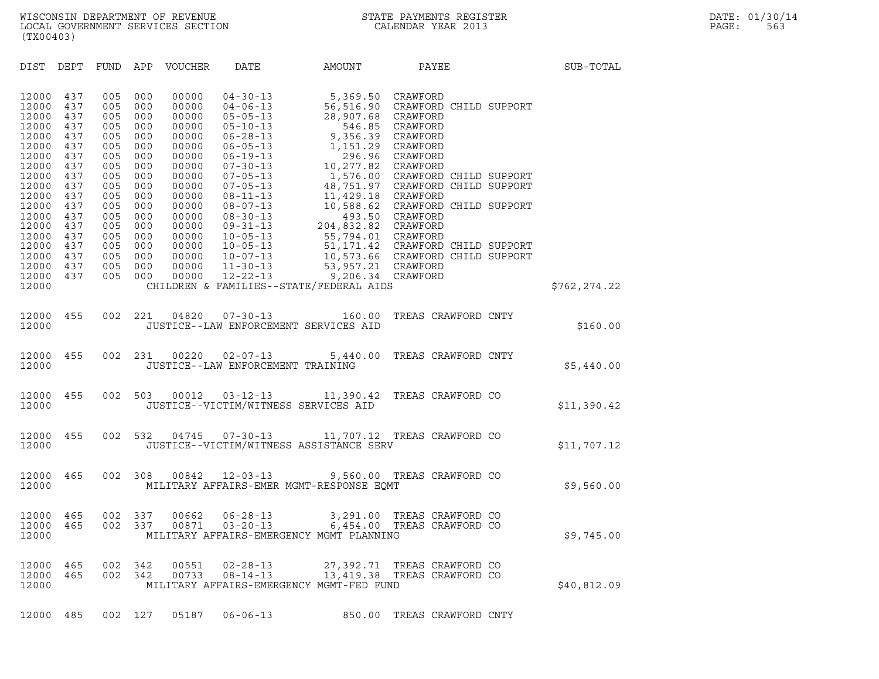| DIST | DEPT | FUND | APP | VOUCHER | DATE | AMOUNT | PAYEE | SUB-TOTAL |
|---|---|---|---|---|---|---|---|---|
| 12000 | 437 | 005 | 000 | 00000 | 04-30-13 | 5,369.50 | CRAWFORD | |
| 12000 | 437 | 005 | 000 | 00000 | 04-06-13 | 56,516.90 | CRAWFORD CHILD SUPPORT | |
| 12000 | 437 | 005 | 000 | 00000 | 05-05-13 | 28,907.68 | CRAWFORD | |
| 12000 | 437 | 005 | 000 | 00000 | 05-10-13 | 546.85 | CRAWFORD | |
| 12000 | 437 | 005 | 000 | 00000 | 06-28-13 | 9,356.39 | CRAWFORD | |
| 12000 | 437 | 005 | 000 | 00000 | 06-05-13 | 1,151.29 | CRAWFORD | |
| 12000 | 437 | 005 | 000 | 00000 | 06-19-13 | 296.96 | CRAWFORD | |
| 12000 | 437 | 005 | 000 | 00000 | 07-30-13 | 10,277.82 | CRAWFORD | |
| 12000 | 437 | 005 | 000 | 00000 | 07-05-13 | 1,576.00 | CRAWFORD CHILD SUPPORT | |
| 12000 | 437 | 005 | 000 | 00000 | 07-05-13 | 48,751.97 | CRAWFORD CHILD SUPPORT | |
| 12000 | 437 | 005 | 000 | 00000 | 08-11-13 | 11,429.18 | CRAWFORD | |
| 12000 | 437 | 005 | 000 | 00000 | 08-07-13 | 10,588.62 | CRAWFORD CHILD SUPPORT | |
| 12000 | 437 | 005 | 000 | 00000 | 08-30-13 | 493.50 | CRAWFORD | |
| 12000 | 437 | 005 | 000 | 00000 | 09-31-13 | 204,832.82 | CRAWFORD | |
| 12000 | 437 | 005 | 000 | 00000 | 10-05-13 | 55,794.01 | CRAWFORD | |
| 12000 | 437 | 005 | 000 | 00000 | 10-05-13 | 51,171.42 | CRAWFORD CHILD SUPPORT | |
| 12000 | 437 | 005 | 000 | 00000 | 10-07-13 | 10,573.66 | CRAWFORD CHILD SUPPORT | |
| 12000 | 437 | 005 | 000 | 00000 | 11-30-13 | 53,957.21 | CRAWFORD | |
| 12000 | 437 | 005 | 000 | 00000 | 12-22-13 | 9,206.34 | CRAWFORD | |
| 12000 | | | | | CHILDREN & FAMILIES--STATE/FEDERAL AIDS | | | $762,274.22 |
| 12000 | 455 | 002 | 221 | 04820 | 07-30-13 | 160.00 | TREAS CRAWFORD CNTY | |
| 12000 | | | | | JUSTICE--LAW ENFORCEMENT SERVICES AID | | | $160.00 |
| 12000 | 455 | 002 | 231 | 00220 | 02-07-13 | 5,440.00 | TREAS CRAWFORD CNTY | |
| 12000 | | | | | JUSTICE--LAW ENFORCEMENT TRAINING | | | $5,440.00 |
| 12000 | 455 | 002 | 503 | 00012 | 03-12-13 | 11,390.42 | TREAS CRAWFORD CO | |
| 12000 | | | | | JUSTICE--VICTIM/WITNESS SERVICES AID | | | $11,390.42 |
| 12000 | 455 | 002 | 532 | 04745 | 07-30-13 | 11,707.12 | TREAS CRAWFORD CO | |
| 12000 | | | | | JUSTICE--VICTIM/WITNESS ASSISTANCE SERV | | | $11,707.12 |
| 12000 | 465 | 002 | 308 | 00842 | 12-03-13 | 9,560.00 | TREAS CRAWFORD CO | |
| 12000 | | | | | MILITARY AFFAIRS-EMER MGMT-RESPONSE EQMT | | | $9,560.00 |
| 12000 | 465 | 002 | 337 | 00662 | 06-28-13 | 3,291.00 | TREAS CRAWFORD CO | |
| 12000 | 465 | 002 | 337 | 00871 | 03-20-13 | 6,454.00 | TREAS CRAWFORD CO | |
| 12000 | | | | | MILITARY AFFAIRS-EMERGENCY MGMT PLANNING | | | $9,745.00 |
| 12000 | 465 | 002 | 342 | 00551 | 02-28-13 | 27,392.71 | TREAS CRAWFORD CO | |
| 12000 | 465 | 002 | 342 | 00733 | 08-14-13 | 13,419.38 | TREAS CRAWFORD CO | |
| 12000 | | | | | MILITARY AFFAIRS-EMERGENCY MGMT-FED FUND | | | $40,812.09 |
| 12000 | 485 | 002 | 127 | 05187 | 06-06-13 | 850.00 | TREAS CRAWFORD CNTY | |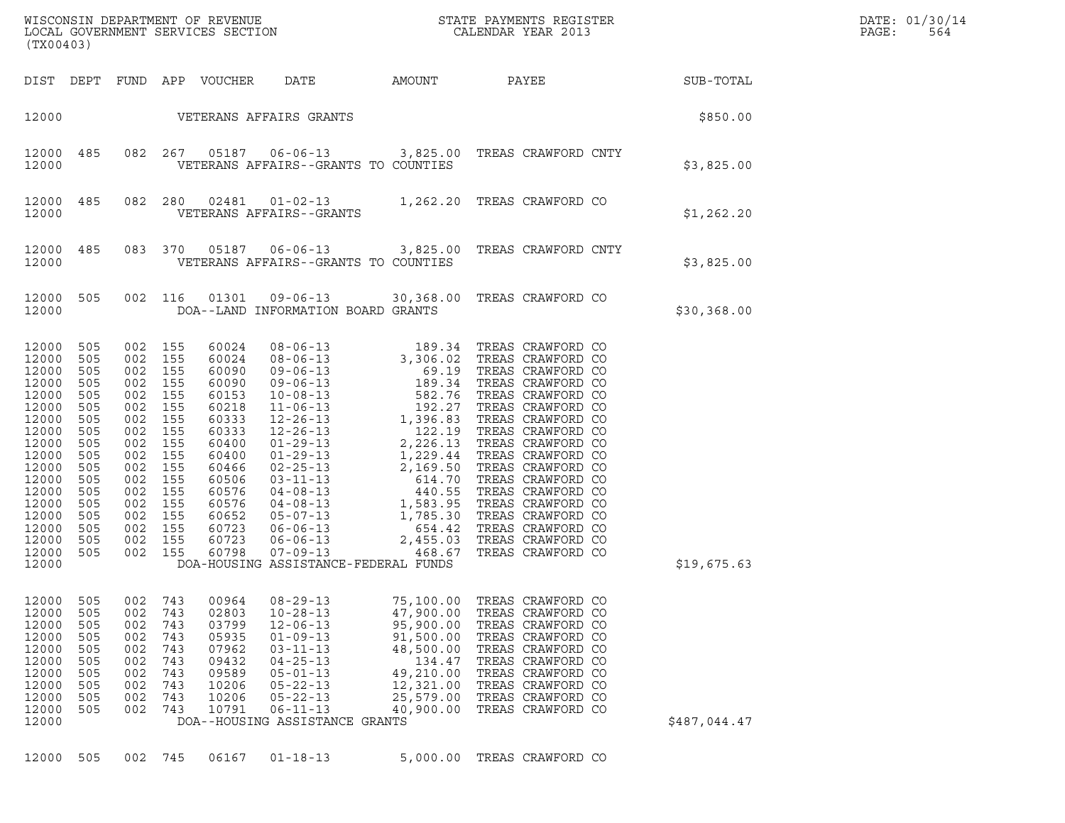WISCONSIN DEPARTMENT OF REVENUE
LOCAL GOVERNMENT SERVICES SECTION
(TX00403)

STATE PAYMENTS REGISTER
CALENDAR YEAR 2013

DATE: 01/30/14
PAGE: 564

| DIST | DEPT | FUND | APP | VOUCHER | DATE | AMOUNT | PAYEE | SUB-TOTAL |
|---|---|---|---|---|---|---|---|---|
| 12000 | | | | VETERANS AFFAIRS GRANTS | | | | $850.00 |
| 12000 | 485 | 082 | 267 | 05187 | 06-06-13 | 3,825.00 | TREAS CRAWFORD CNTY | |
| 12000 | | | | VETERANS AFFAIRS--GRANTS TO COUNTIES | | | | $3,825.00 |
| 12000 | 485 | 082 | 280 | 02481 | 01-02-13 | 1,262.20 | TREAS CRAWFORD CO | |
| 12000 | | | | VETERANS AFFAIRS--GRANTS | | | | $1,262.20 |
| 12000 | 485 | 083 | 370 | 05187 | 06-06-13 | 3,825.00 | TREAS CRAWFORD CNTY | |
| 12000 | | | | VETERANS AFFAIRS--GRANTS TO COUNTIES | | | | $3,825.00 |
| 12000 | 505 | 002 | 116 | 01301 | 09-06-13 | 30,368.00 | TREAS CRAWFORD CO | |
| 12000 | | | | DOA--LAND INFORMATION BOARD GRANTS | | | | $30,368.00 |
| 12000 | 505 | 002 | 155 | 60024 | 08-06-13 | 189.34 | TREAS CRAWFORD CO | |
| 12000 | 505 | 002 | 155 | 60024 | 08-06-13 | 3,306.02 | TREAS CRAWFORD CO | |
| 12000 | 505 | 002 | 155 | 60090 | 09-06-13 | 69.19 | TREAS CRAWFORD CO | |
| 12000 | 505 | 002 | 155 | 60090 | 09-06-13 | 189.34 | TREAS CRAWFORD CO | |
| 12000 | 505 | 002 | 155 | 60153 | 10-08-13 | 582.76 | TREAS CRAWFORD CO | |
| 12000 | 505 | 002 | 155 | 60218 | 11-06-13 | 192.27 | TREAS CRAWFORD CO | |
| 12000 | 505 | 002 | 155 | 60333 | 12-26-13 | 1,396.83 | TREAS CRAWFORD CO | |
| 12000 | 505 | 002 | 155 | 60333 | 12-26-13 | 122.19 | TREAS CRAWFORD CO | |
| 12000 | 505 | 002 | 155 | 60400 | 01-29-13 | 2,226.13 | TREAS CRAWFORD CO | |
| 12000 | 505 | 002 | 155 | 60400 | 01-29-13 | 1,229.44 | TREAS CRAWFORD CO | |
| 12000 | 505 | 002 | 155 | 60466 | 02-25-13 | 2,169.50 | TREAS CRAWFORD CO | |
| 12000 | 505 | 002 | 155 | 60506 | 03-11-13 | 614.70 | TREAS CRAWFORD CO | |
| 12000 | 505 | 002 | 155 | 60576 | 04-08-13 | 440.55 | TREAS CRAWFORD CO | |
| 12000 | 505 | 002 | 155 | 60576 | 04-08-13 | 1,583.95 | TREAS CRAWFORD CO | |
| 12000 | 505 | 002 | 155 | 60652 | 05-07-13 | 1,785.30 | TREAS CRAWFORD CO | |
| 12000 | 505 | 002 | 155 | 60723 | 06-06-13 | 654.42 | TREAS CRAWFORD CO | |
| 12000 | 505 | 002 | 155 | 60723 | 06-06-13 | 2,455.03 | TREAS CRAWFORD CO | |
| 12000 | 505 | 002 | 155 | 60798 | 07-09-13 | 468.67 | TREAS CRAWFORD CO | |
| 12000 | | | | DOA-HOUSING ASSISTANCE-FEDERAL FUNDS | | | | $19,675.63 |
| 12000 | 505 | 002 | 743 | 00964 | 08-29-13 | 75,100.00 | TREAS CRAWFORD CO | |
| 12000 | 505 | 002 | 743 | 02803 | 10-28-13 | 47,900.00 | TREAS CRAWFORD CO | |
| 12000 | 505 | 002 | 743 | 03799 | 12-06-13 | 95,900.00 | TREAS CRAWFORD CO | |
| 12000 | 505 | 002 | 743 | 05935 | 01-09-13 | 91,500.00 | TREAS CRAWFORD CO | |
| 12000 | 505 | 002 | 743 | 07962 | 03-11-13 | 48,500.00 | TREAS CRAWFORD CO | |
| 12000 | 505 | 002 | 743 | 09432 | 04-25-13 | 134.47 | TREAS CRAWFORD CO | |
| 12000 | 505 | 002 | 743 | 09589 | 05-01-13 | 49,210.00 | TREAS CRAWFORD CO | |
| 12000 | 505 | 002 | 743 | 10206 | 05-22-13 | 12,321.00 | TREAS CRAWFORD CO | |
| 12000 | 505 | 002 | 743 | 10206 | 05-22-13 | 25,579.00 | TREAS CRAWFORD CO | |
| 12000 | 505 | 002 | 743 | 10791 | 06-11-13 | 40,900.00 | TREAS CRAWFORD CO | |
| 12000 | | | | DOA--HOUSING ASSISTANCE GRANTS | | | | $487,044.47 |
| 12000 | 505 | 002 | 745 | 06167 | 01-18-13 | 5,000.00 | TREAS CRAWFORD CO | |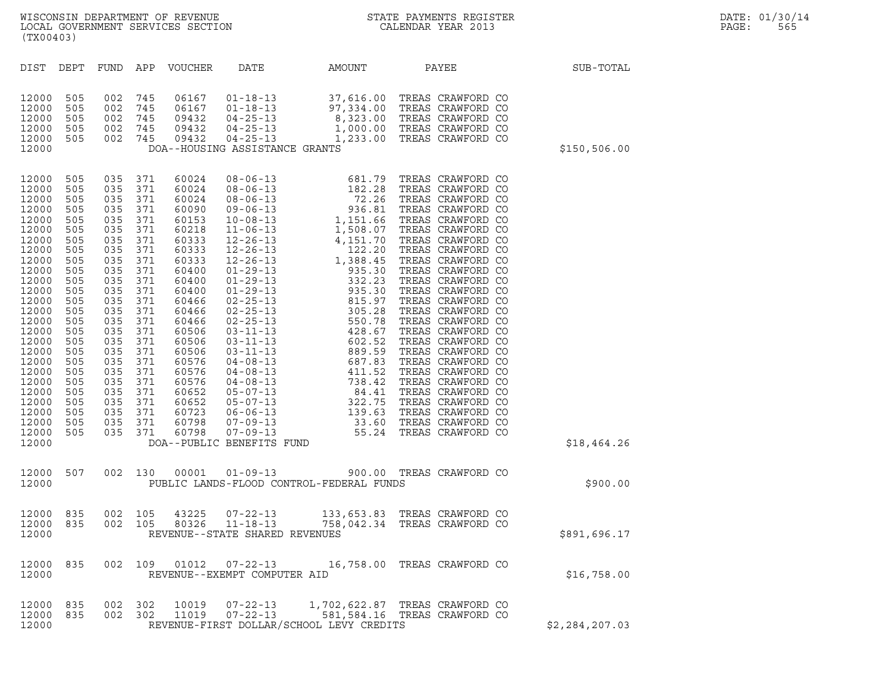WISCONSIN DEPARTMENT OF REVENUE
LOCAL GOVERNMENT SERVICES SECTION
(TX00403)

STATE PAYMENTS REGISTER
CALENDAR YEAR 2013

DATE: 01/30/14

| DIST | DEPT | FUND | APP | VOUCHER | DATE | AMOUNT | PAYEE | SUB-TOTAL |
|---|---|---|---|---|---|---|---|---|
| 12000 | 505 | 002 | 745 | 06167 | 01-18-13 | 37,616.00 | TREAS CRAWFORD CO | |
| 12000 | 505 | 002 | 745 | 06167 | 01-18-13 | 97,334.00 | TREAS CRAWFORD CO | |
| 12000 | 505 | 002 | 745 | 09432 | 04-25-13 | 8,323.00 | TREAS CRAWFORD CO | |
| 12000 | 505 | 002 | 745 | 09432 | 04-25-13 | 1,000.00 | TREAS CRAWFORD CO | |
| 12000 | 505 | 002 | 745 | 09432 | 04-25-13 | 1,233.00 | TREAS CRAWFORD CO | |
| 12000 | | | | | DOA--HOUSING ASSISTANCE GRANTS | | | $150,506.00 |
| 12000 | 505 | 035 | 371 | 60024 | 08-06-13 | 681.79 | TREAS CRAWFORD CO | |
| 12000 | 505 | 035 | 371 | 60024 | 08-06-13 | 182.28 | TREAS CRAWFORD CO | |
| 12000 | 505 | 035 | 371 | 60024 | 08-06-13 | 72.26 | TREAS CRAWFORD CO | |
| 12000 | 505 | 035 | 371 | 60090 | 09-06-13 | 936.81 | TREAS CRAWFORD CO | |
| 12000 | 505 | 035 | 371 | 60153 | 10-08-13 | 1,151.66 | TREAS CRAWFORD CO | |
| 12000 | 505 | 035 | 371 | 60218 | 11-06-13 | 1,508.07 | TREAS CRAWFORD CO | |
| 12000 | 505 | 035 | 371 | 60333 | 12-26-13 | 4,151.70 | TREAS CRAWFORD CO | |
| 12000 | 505 | 035 | 371 | 60333 | 12-26-13 | 122.20 | TREAS CRAWFORD CO | |
| 12000 | 505 | 035 | 371 | 60333 | 12-26-13 | 1,388.45 | TREAS CRAWFORD CO | |
| 12000 | 505 | 035 | 371 | 60400 | 01-29-13 | 935.30 | TREAS CRAWFORD CO | |
| 12000 | 505 | 035 | 371 | 60400 | 01-29-13 | 332.23 | TREAS CRAWFORD CO | |
| 12000 | 505 | 035 | 371 | 60400 | 01-29-13 | 935.30 | TREAS CRAWFORD CO | |
| 12000 | 505 | 035 | 371 | 60466 | 02-25-13 | 815.97 | TREAS CRAWFORD CO | |
| 12000 | 505 | 035 | 371 | 60466 | 02-25-13 | 305.28 | TREAS CRAWFORD CO | |
| 12000 | 505 | 035 | 371 | 60466 | 02-25-13 | 550.78 | TREAS CRAWFORD CO | |
| 12000 | 505 | 035 | 371 | 60506 | 03-11-13 | 428.67 | TREAS CRAWFORD CO | |
| 12000 | 505 | 035 | 371 | 60506 | 03-11-13 | 602.52 | TREAS CRAWFORD CO | |
| 12000 | 505 | 035 | 371 | 60506 | 03-11-13 | 889.59 | TREAS CRAWFORD CO | |
| 12000 | 505 | 035 | 371 | 60576 | 04-08-13 | 687.83 | TREAS CRAWFORD CO | |
| 12000 | 505 | 035 | 371 | 60576 | 04-08-13 | 411.52 | TREAS CRAWFORD CO | |
| 12000 | 505 | 035 | 371 | 60576 | 04-08-13 | 738.42 | TREAS CRAWFORD CO | |
| 12000 | 505 | 035 | 371 | 60652 | 05-07-13 | 84.41 | TREAS CRAWFORD CO | |
| 12000 | 505 | 035 | 371 | 60652 | 05-07-13 | 322.75 | TREAS CRAWFORD CO | |
| 12000 | 505 | 035 | 371 | 60723 | 06-06-13 | 139.63 | TREAS CRAWFORD CO | |
| 12000 | 505 | 035 | 371 | 60798 | 07-09-13 | 33.60 | TREAS CRAWFORD CO | |
| 12000 | 505 | 035 | 371 | 60798 | 07-09-13 | 55.24 | TREAS CRAWFORD CO | |
| 12000 | | | | | DOA--PUBLIC BENEFITS FUND | | | $18,464.26 |
| 12000 | 507 | 002 | 130 | 00001 | 01-09-13 | 900.00 | TREAS CRAWFORD CO | |
| 12000 | | | | | PUBLIC LANDS-FLOOD CONTROL-FEDERAL FUNDS | | | $900.00 |
| 12000 | 835 | 002 | 105 | 43225 | 07-22-13 | 133,653.83 | TREAS CRAWFORD CO | |
| 12000 | 835 | 002 | 105 | 80326 | 11-18-13 | 758,042.34 | TREAS CRAWFORD CO | |
| 12000 | | | | | REVENUE--STATE SHARED REVENUES | | | $891,696.17 |
| 12000 | 835 | 002 | 109 | 01012 | 07-22-13 | 16,758.00 | TREAS CRAWFORD CO | |
| 12000 | | | | | REVENUE--EXEMPT COMPUTER AID | | | $16,758.00 |
| 12000 | 835 | 002 | 302 | 10019 | 07-22-13 | 1,702,622.87 | TREAS CRAWFORD CO | |
| 12000 | 835 | 002 | 302 | 11019 | 07-22-13 | 581,584.16 | TREAS CRAWFORD CO | |
| 12000 | | | | | REVENUE-FIRST DOLLAR/SCHOOL LEVY CREDITS | | | $2,284,207.03 |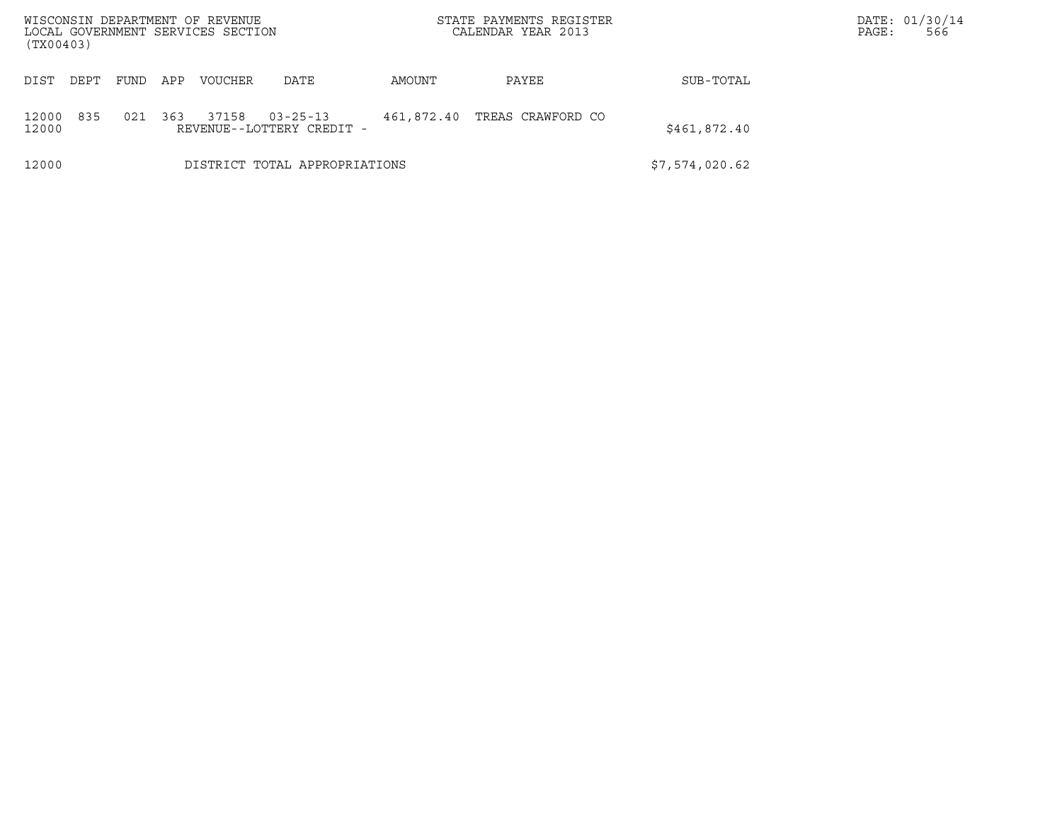| DIST | DEPT | FUND | APP | VOUCHER | DATE | AMOUNT | PAYEE | SUB-TOTAL |
|---|---|---|---|---|---|---|---|---|
| 12000 | 835 | 021 | 363 | 37158 | 03-25-13 | 461,872.40 | TREAS CRAWFORD CO | |
| 12000 | | | | REVENUE--LOTTERY CREDIT - | | | | $461,872.40 |
| 12000 | | | | DISTRICT TOTAL APPROPRIATIONS | | | | $7,574,020.62 |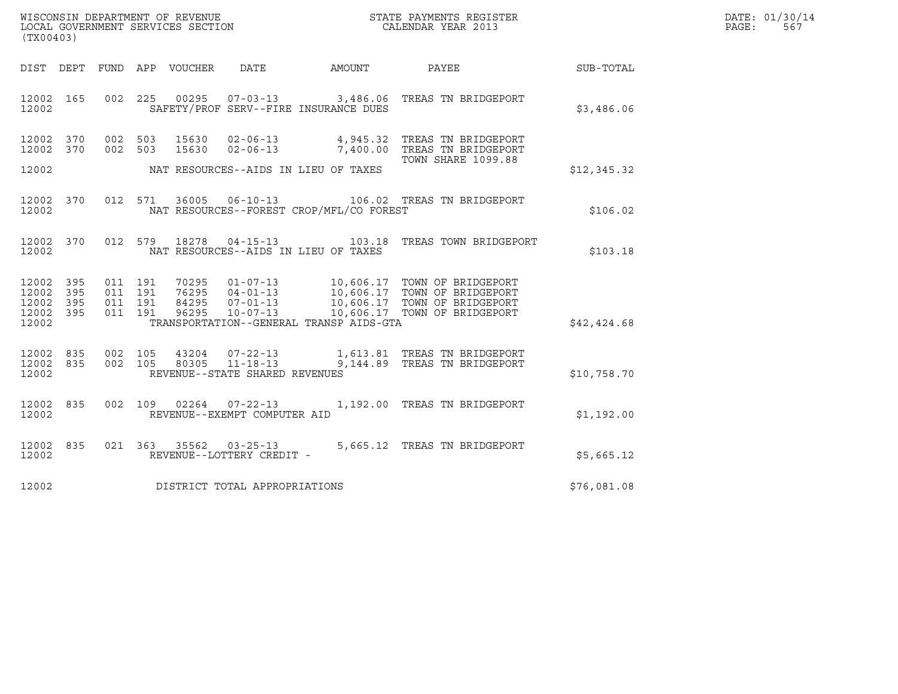WISCONSIN DEPARTMENT OF REVENUE
LOCAL GOVERNMENT SERVICES SECTION
(TX00403)

STATE PAYMENTS REGISTER
CALENDAR YEAR 2013

DATE: 01/30/14
PAGE: 567

| DIST | DEPT | FUND | APP | VOUCHER | DATE | AMOUNT | PAYEE | SUB-TOTAL |
|---|---|---|---|---|---|---|---|---|
| 12002 | 165 | 002 | 225 | 00295 | 07-03-13 | 3,486.06 | TREAS TN BRIDGEPORT | |
| 12002 | | | | | SAFETY/PROF SERV--FIRE INSURANCE DUES | | | $3,486.06 |
| 12002 | 370 | 002 | 503 | 15630 | 02-06-13 | 4,945.32 | TREAS TN BRIDGEPORT | |
| 12002 | 370 | 002 | 503 | 15630 | 02-06-13 | 7,400.00 | TREAS TN BRIDGEPORT TOWN SHARE 1099.88 | |
| 12002 | | | | | NAT RESOURCES--AIDS IN LIEU OF TAXES | | | $12,345.32 |
| 12002 | 370 | 012 | 571 | 36005 | 06-10-13 | 106.02 | TREAS TN BRIDGEPORT | |
| 12002 | | | | | NAT RESOURCES--FOREST CROP/MFL/CO FOREST | | | $106.02 |
| 12002 | 370 | 012 | 579 | 18278 | 04-15-13 | 103.18 | TREAS TOWN BRIDGEPORT | |
| 12002 | | | | | NAT RESOURCES--AIDS IN LIEU OF TAXES | | | $103.18 |
| 12002 | 395 | 011 | 191 | 70295 | 01-07-13 | 10,606.17 | TOWN OF BRIDGEPORT | |
| 12002 | 395 | 011 | 191 | 76295 | 04-01-13 | 10,606.17 | TOWN OF BRIDGEPORT | |
| 12002 | 395 | 011 | 191 | 84295 | 07-01-13 | 10,606.17 | TOWN OF BRIDGEPORT | |
| 12002 | 395 | 011 | 191 | 96295 | 10-07-13 | 10,606.17 | TOWN OF BRIDGEPORT | |
| 12002 | | | | | TRANSPORTATION--GENERAL TRANSP AIDS-GTA | | | $42,424.68 |
| 12002 | 835 | 002 | 105 | 43204 | 07-22-13 | 1,613.81 | TREAS TN BRIDGEPORT | |
| 12002 | 835 | 002 | 105 | 80305 | 11-18-13 | 9,144.89 | TREAS TN BRIDGEPORT | |
| 12002 | | | | | REVENUE--STATE SHARED REVENUES | | | $10,758.70 |
| 12002 | 835 | 002 | 109 | 02264 | 07-22-13 | 1,192.00 | TREAS TN BRIDGEPORT | |
| 12002 | | | | | REVENUE--EXEMPT COMPUTER AID | | | $1,192.00 |
| 12002 | 835 | 021 | 363 | 35562 | 03-25-13 | 5,665.12 | TREAS TN BRIDGEPORT | |
| 12002 | | | | | REVENUE--LOTTERY CREDIT - | | | $5,665.12 |
| 12002 | | | | | DISTRICT TOTAL APPROPRIATIONS | | | $76,081.08 |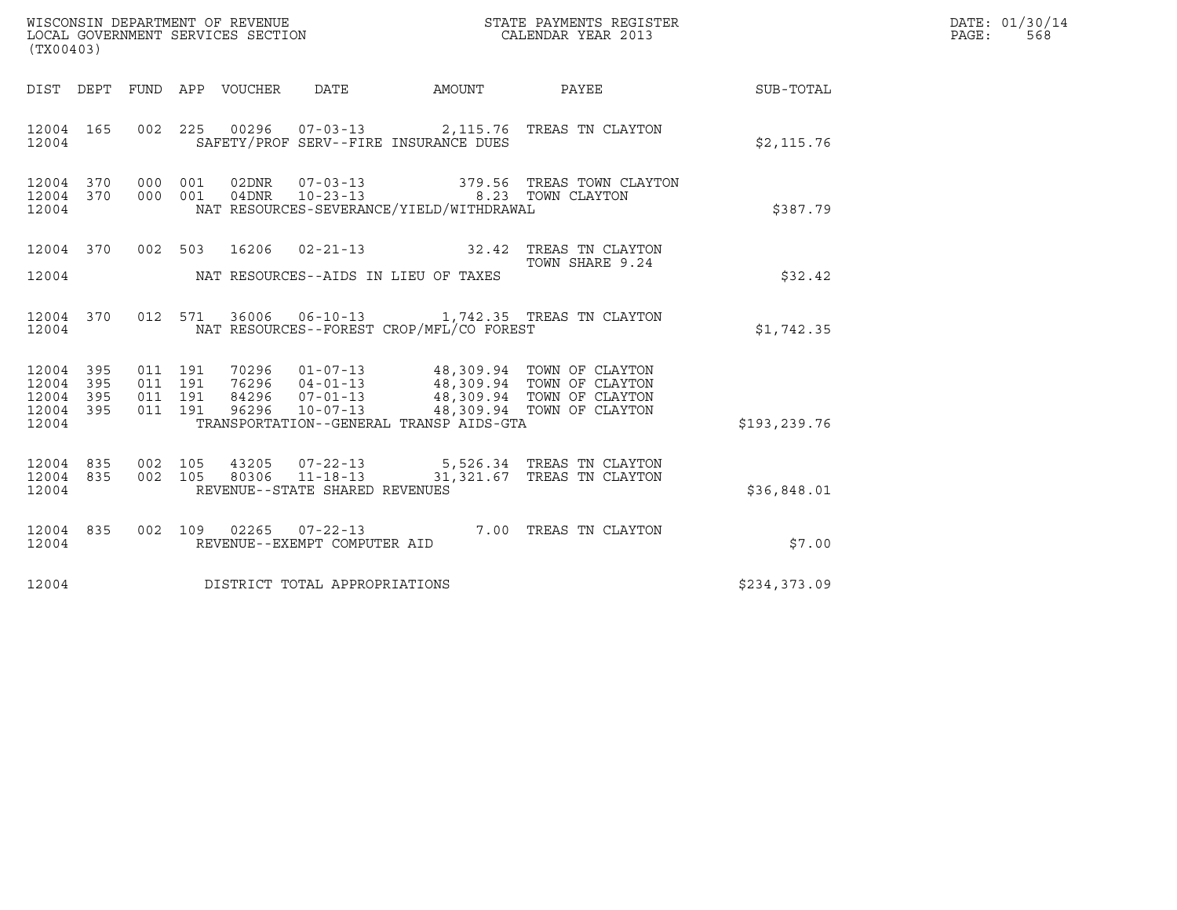WISCONSIN DEPARTMENT OF REVENUE
LOCAL GOVERNMENT SERVICES SECTION
(TX00403)

STATE PAYMENTS REGISTER
CALENDAR YEAR 2013

DATE: 01/30/14
PAGE: 568

| DIST | DEPT | FUND | APP | VOUCHER | DATE | AMOUNT | PAYEE | SUB-TOTAL |
|---|---|---|---|---|---|---|---|---|
| 12004 | 165 | 002 | 225 | 00296 | 07-03-13 | 2,115.76 | TREAS TN CLAYTON | |
| 12004 | | | | | SAFETY/PROF SERV--FIRE INSURANCE DUES | | | $2,115.76 |
| 12004 | 370 | 000 | 001 | 02DNR | 07-03-13 | 379.56 | TREAS TOWN CLAYTON | |
| 12004 | 370 | 000 | 001 | 04DNR | 10-23-13 | 8.23 | TOWN CLAYTON | |
| 12004 | | | | | NAT RESOURCES-SEVERANCE/YIELD/WITHDRAWAL | | | $387.79 |
| 12004 | 370 | 002 | 503 | 16206 | 02-21-13 | 32.42 | TREAS TN CLAYTON TOWN SHARE 9.24 | |
| 12004 | | | | | NAT RESOURCES--AIDS IN LIEU OF TAXES | | | $32.42 |
| 12004 | 370 | 012 | 571 | 36006 | 06-10-13 | 1,742.35 | TREAS TN CLAYTON | |
| 12004 | | | | | NAT RESOURCES--FOREST CROP/MFL/CO FOREST | | | $1,742.35 |
| 12004 | 395 | 011 | 191 | 70296 | 01-07-13 | 48,309.94 | TOWN OF CLAYTON | |
| 12004 | 395 | 011 | 191 | 76296 | 04-01-13 | 48,309.94 | TOWN OF CLAYTON | |
| 12004 | 395 | 011 | 191 | 84296 | 07-01-13 | 48,309.94 | TOWN OF CLAYTON | |
| 12004 | 395 | 011 | 191 | 96296 | 10-07-13 | 48,309.94 | TOWN OF CLAYTON | |
| 12004 | | | | | TRANSPORTATION--GENERAL TRANSP AIDS-GTA | | | $193,239.76 |
| 12004 | 835 | 002 | 105 | 43205 | 07-22-13 | 5,526.34 | TREAS TN CLAYTON | |
| 12004 | 835 | 002 | 105 | 80306 | 11-18-13 | 31,321.67 | TREAS TN CLAYTON | |
| 12004 | | | | | REVENUE--STATE SHARED REVENUES | | | $36,848.01 |
| 12004 | 835 | 002 | 109 | 02265 | 07-22-13 | 7.00 | TREAS TN CLAYTON | |
| 12004 | | | | | REVENUE--EXEMPT COMPUTER AID | | | $7.00 |
| 12004 | | | | | DISTRICT TOTAL APPROPRIATIONS | | | $234,373.09 |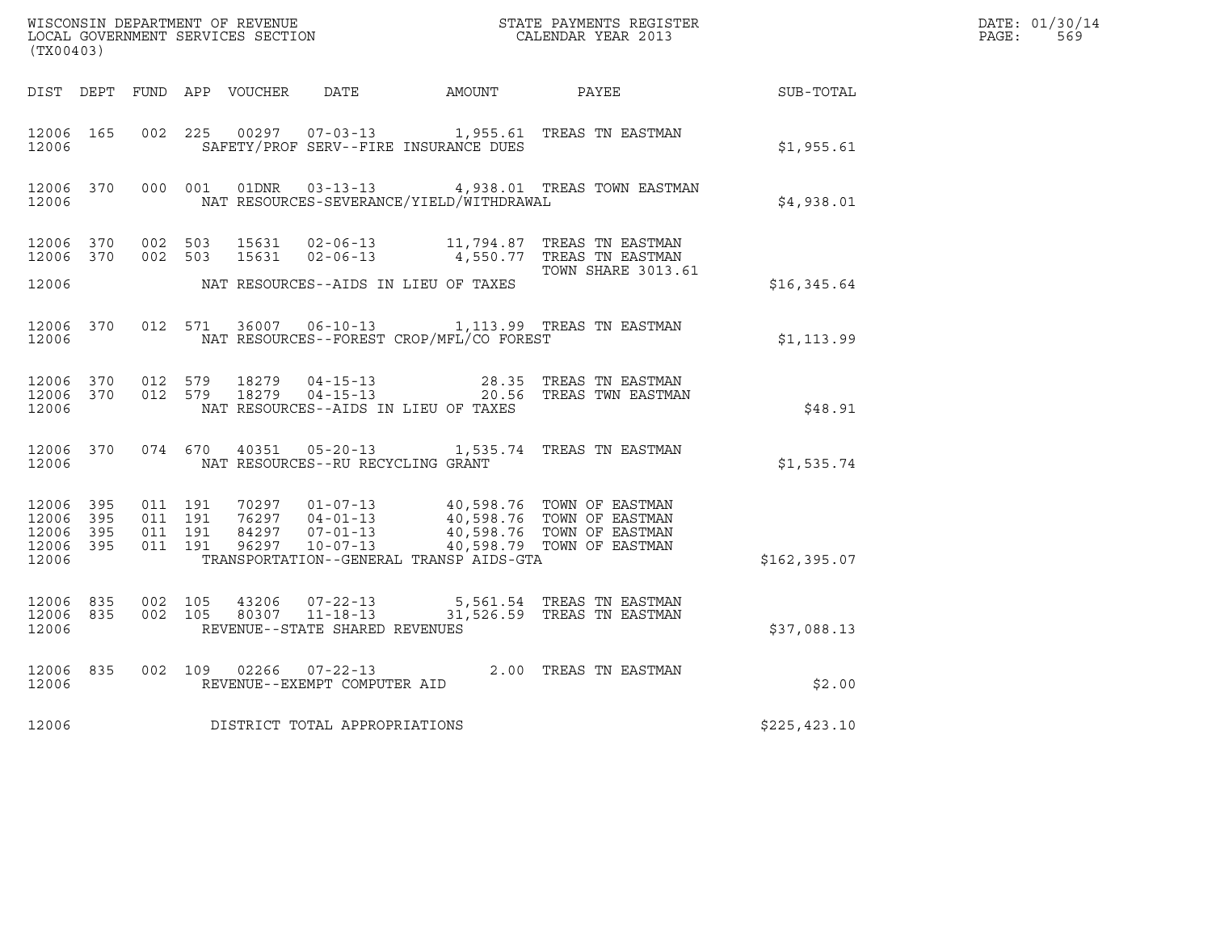WISCONSIN DEPARTMENT OF REVENUE
LOCAL GOVERNMENT SERVICES SECTION
(TX00403)

STATE PAYMENTS REGISTER
CALENDAR YEAR 2013

DATE: 01/30/14
PAGE: 569

| DIST | DEPT | FUND | APP | VOUCHER | DATE | AMOUNT | PAYEE | SUB-TOTAL |
|---|---|---|---|---|---|---|---|---|
| 12006 | 165 | 002 | 225 | 00297 | 07-03-13 | 1,955.61 | TREAS TN EASTMAN | |
| 12006 | | | | | SAFETY/PROF SERV--FIRE INSURANCE DUES | | | $1,955.61 |
| 12006 | 370 | 000 | 001 | 01DNR | 03-13-13 | 4,938.01 | TREAS TOWN EASTMAN | |
| 12006 | | | | | NAT RESOURCES-SEVERANCE/YIELD/WITHDRAWAL | | | $4,938.01 |
| 12006 | 370 | 002 | 503 | 15631 | 02-06-13 | 11,794.87 | TREAS TN EASTMAN | |
| 12006 | 370 | 002 | 503 | 15631 | 02-06-13 | 4,550.77 | TREAS TN EASTMAN TOWN SHARE 3013.61 | |
| 12006 | | | | | NAT RESOURCES--AIDS IN LIEU OF TAXES | | | $16,345.64 |
| 12006 | 370 | 012 | 571 | 36007 | 06-10-13 | 1,113.99 | TREAS TN EASTMAN | |
| 12006 | | | | | NAT RESOURCES--FOREST CROP/MFL/CO FOREST | | | $1,113.99 |
| 12006 | 370 | 012 | 579 | 18279 | 04-15-13 | 28.35 | TREAS TN EASTMAN | |
| 12006 | 370 | 012 | 579 | 18279 | 04-15-13 | 20.56 | TREAS TWN EASTMAN | |
| 12006 | | | | | NAT RESOURCES--AIDS IN LIEU OF TAXES | | | $48.91 |
| 12006 | 370 | 074 | 670 | 40351 | 05-20-13 | 1,535.74 | TREAS TN EASTMAN | |
| 12006 | | | | | NAT RESOURCES--RU RECYCLING GRANT | | | $1,535.74 |
| 12006 | 395 | 011 | 191 | 70297 | 01-07-13 | 40,598.76 | TOWN OF EASTMAN | |
| 12006 | 395 | 011 | 191 | 76297 | 04-01-13 | 40,598.76 | TOWN OF EASTMAN | |
| 12006 | 395 | 011 | 191 | 84297 | 07-01-13 | 40,598.76 | TOWN OF EASTMAN | |
| 12006 | 395 | 011 | 191 | 96297 | 10-07-13 | 40,598.79 | TOWN OF EASTMAN | |
| 12006 | | | | | TRANSPORTATION--GENERAL TRANSP AIDS-GTA | | | $162,395.07 |
| 12006 | 835 | 002 | 105 | 43206 | 07-22-13 | 5,561.54 | TREAS TN EASTMAN | |
| 12006 | 835 | 002 | 105 | 80307 | 11-18-13 | 31,526.59 | TREAS TN EASTMAN | |
| 12006 | | | | | REVENUE--STATE SHARED REVENUES | | | $37,088.13 |
| 12006 | 835 | 002 | 109 | 02266 | 07-22-13 | 2.00 | TREAS TN EASTMAN | |
| 12006 | | | | | REVENUE--EXEMPT COMPUTER AID | | | $2.00 |
| 12006 | | | | | DISTRICT TOTAL APPROPRIATIONS | | | $225,423.10 |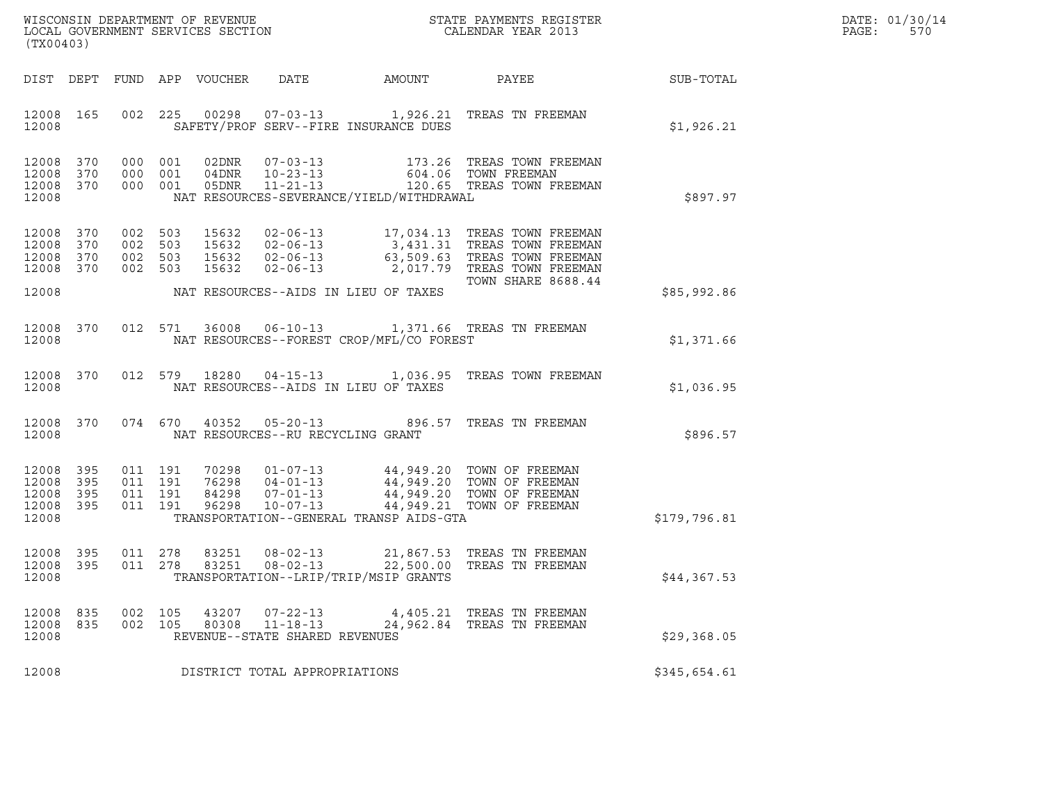WISCONSIN DEPARTMENT OF REVENUE
LOCAL GOVERNMENT SERVICES SECTION
(TX00403)

STATE PAYMENTS REGISTER
CALENDAR YEAR 2013

DATE: 01/30/14
PAGE: 570

| DIST | DEPT | FUND | APP | VOUCHER | DATE | AMOUNT | PAYEE | SUB-TOTAL |
|---|---|---|---|---|---|---|---|---|
| 12008 | 165 | 002 | 225 | 00298 | 07-03-13 | 1,926.21 | TREAS TN FREEMAN | |
| 12008 | | | | | SAFETY/PROF SERV--FIRE INSURANCE DUES | | | $1,926.21 |
| 12008 | 370 | 000 | 001 | 02DNR | 07-03-13 | 173.26 | TREAS TOWN FREEMAN | |
| 12008 | 370 | 000 | 001 | 04DNR | 10-23-13 | 604.06 | TOWN FREEMAN | |
| 12008 | 370 | 000 | 001 | 05DNR | 11-21-13 | 120.65 | TREAS TOWN FREEMAN | |
| 12008 | | | | | NAT RESOURCES-SEVERANCE/YIELD/WITHDRAWAL | | | $897.97 |
| 12008 | 370 | 002 | 503 | 15632 | 02-06-13 | 17,034.13 | TREAS TOWN FREEMAN | |
| 12008 | 370 | 002 | 503 | 15632 | 02-06-13 | 3,431.31 | TREAS TOWN FREEMAN | |
| 12008 | 370 | 002 | 503 | 15632 | 02-06-13 | 63,509.63 | TREAS TOWN FREEMAN | |
| 12008 | 370 | 002 | 503 | 15632 | 02-06-13 | 2,017.79 | TREAS TOWN FREEMAN | |
| | | | | | | | TOWN SHARE 8688.44 | |
| 12008 | | | | | NAT RESOURCES--AIDS IN LIEU OF TAXES | | | $85,992.86 |
| 12008 | 370 | 012 | 571 | 36008 | 06-10-13 | 1,371.66 | TREAS TN FREEMAN | |
| 12008 | | | | | NAT RESOURCES--FOREST CROP/MFL/CO FOREST | | | $1,371.66 |
| 12008 | 370 | 012 | 579 | 18280 | 04-15-13 | 1,036.95 | TREAS TOWN FREEMAN | |
| 12008 | | | | | NAT RESOURCES--AIDS IN LIEU OF TAXES | | | $1,036.95 |
| 12008 | 370 | 074 | 670 | 40352 | 05-20-13 | 896.57 | TREAS TN FREEMAN | |
| 12008 | | | | | NAT RESOURCES--RU RECYCLING GRANT | | | $896.57 |
| 12008 | 395 | 011 | 191 | 70298 | 01-07-13 | 44,949.20 | TOWN OF FREEMAN | |
| 12008 | 395 | 011 | 191 | 76298 | 04-01-13 | 44,949.20 | TOWN OF FREEMAN | |
| 12008 | 395 | 011 | 191 | 84298 | 07-01-13 | 44,949.20 | TOWN OF FREEMAN | |
| 12008 | 395 | 011 | 191 | 96298 | 10-07-13 | 44,949.21 | TOWN OF FREEMAN | |
| 12008 | | | | | TRANSPORTATION--GENERAL TRANSP AIDS-GTA | | | $179,796.81 |
| 12008 | 395 | 011 | 278 | 83251 | 08-02-13 | 21,867.53 | TREAS TN FREEMAN | |
| 12008 | 395 | 011 | 278 | 83251 | 08-02-13 | 22,500.00 | TREAS TN FREEMAN | |
| 12008 | | | | | TRANSPORTATION--LRIP/TRIP/MSIP GRANTS | | | $44,367.53 |
| 12008 | 835 | 002 | 105 | 43207 | 07-22-13 | 4,405.21 | TREAS TN FREEMAN | |
| 12008 | 835 | 002 | 105 | 80308 | 11-18-13 | 24,962.84 | TREAS TN FREEMAN | |
| 12008 | | | | | REVENUE--STATE SHARED REVENUES | | | $29,368.05 |
| 12008 | | | | | DISTRICT TOTAL APPROPRIATIONS | | | $345,654.61 |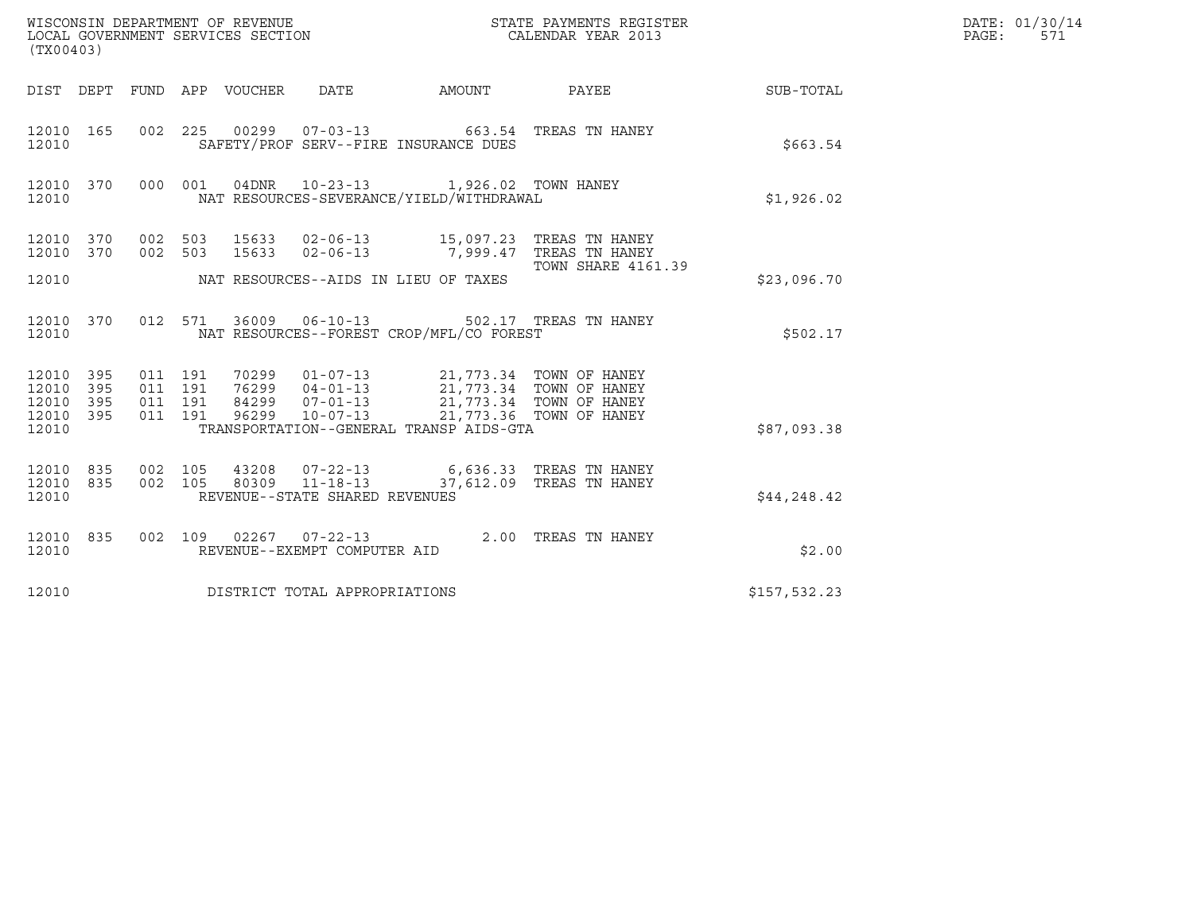WISCONSIN DEPARTMENT OF REVENUE
LOCAL GOVERNMENT SERVICES SECTION
(TX00403)

STATE PAYMENTS REGISTER
CALENDAR YEAR 2013

DATE: 01/30/14
PAGE: 571

| DIST | DEPT | FUND | APP | VOUCHER | DATE | AMOUNT | PAYEE | SUB-TOTAL |
|---|---|---|---|---|---|---|---|---|
| 12010 | 165 | 002 | 225 | 00299 | 07-03-13 | 663.54 | TREAS TN HANEY | |
| 12010 | | | | | SAFETY/PROF SERV--FIRE INSURANCE DUES | | | $663.54 |
| 12010 | 370 | 000 | 001 | 04DNR | 10-23-13 | 1,926.02 | TOWN HANEY | |
| 12010 | | | | | NAT RESOURCES-SEVERANCE/YIELD/WITHDRAWAL | | | $1,926.02 |
| 12010 | 370 | 002 | 503 | 15633 | 02-06-13 | 15,097.23 | TREAS TN HANEY | |
| 12010 | 370 | 002 | 503 | 15633 | 02-06-13 | 7,999.47 | TREAS TN HANEY TOWN SHARE 4161.39 | |
| 12010 | | | | | NAT RESOURCES--AIDS IN LIEU OF TAXES | | | $23,096.70 |
| 12010 | 370 | 012 | 571 | 36009 | 06-10-13 | 502.17 | TREAS TN HANEY | |
| 12010 | | | | | NAT RESOURCES--FOREST CROP/MFL/CO FOREST | | | $502.17 |
| 12010 | 395 | 011 | 191 | 70299 | 01-07-13 | 21,773.34 | TOWN OF HANEY | |
| 12010 | 395 | 011 | 191 | 76299 | 04-01-13 | 21,773.34 | TOWN OF HANEY | |
| 12010 | 395 | 011 | 191 | 84299 | 07-01-13 | 21,773.34 | TOWN OF HANEY | |
| 12010 | 395 | 011 | 191 | 96299 | 10-07-13 | 21,773.36 | TOWN OF HANEY | |
| 12010 | | | | | TRANSPORTATION--GENERAL TRANSP AIDS-GTA | | | $87,093.38 |
| 12010 | 835 | 002 | 105 | 43208 | 07-22-13 | 6,636.33 | TREAS TN HANEY | |
| 12010 | 835 | 002 | 105 | 80309 | 11-18-13 | 37,612.09 | TREAS TN HANEY | |
| 12010 | | | | | REVENUE--STATE SHARED REVENUES | | | $44,248.42 |
| 12010 | 835 | 002 | 109 | 02267 | 07-22-13 | 2.00 | TREAS TN HANEY | |
| 12010 | | | | | REVENUE--EXEMPT COMPUTER AID | | | $2.00 |
| 12010 | | | | | DISTRICT TOTAL APPROPRIATIONS | | | $157,532.23 |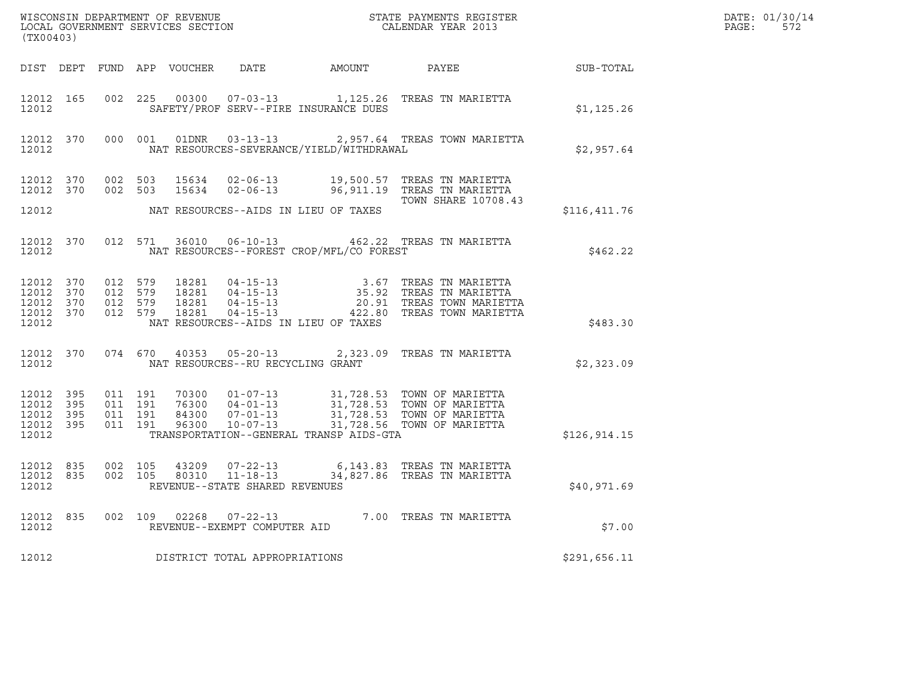WISCONSIN DEPARTMENT OF REVENUE
LOCAL GOVERNMENT SERVICES SECTION
(TX00403)

STATE PAYMENTS REGISTER
CALENDAR YEAR 2013

DATE: 01/30/14
PAGE: 572

| DIST | DEPT | FUND | APP | VOUCHER | DATE | AMOUNT | PAYEE | SUB-TOTAL |
|---|---|---|---|---|---|---|---|---|
| 12012 | 165 | 002 | 225 | 00300 | 07-03-13 | 1,125.26 | TREAS TN MARIETTA | |
| 12012 | | | | | SAFETY/PROF SERV--FIRE INSURANCE DUES | | | $1,125.26 |
| 12012 | 370 | 000 | 001 | 01DNR | 03-13-13 | 2,957.64 | TREAS TOWN MARIETTA | |
| 12012 | | | | | NAT RESOURCES-SEVERANCE/YIELD/WITHDRAWAL | | | $2,957.64 |
| 12012 | 370 | 002 | 503 | 15634 | 02-06-13 | 19,500.57 | TREAS TN MARIETTA | |
| 12012 | 370 | 002 | 503 | 15634 | 02-06-13 | 96,911.19 | TREAS TN MARIETTA TOWN SHARE 10708.43 | |
| 12012 | | | | | NAT RESOURCES--AIDS IN LIEU OF TAXES | | | $116,411.76 |
| 12012 | 370 | 012 | 571 | 36010 | 06-10-13 | 462.22 | TREAS TN MARIETTA | |
| 12012 | | | | | NAT RESOURCES--FOREST CROP/MFL/CO FOREST | | | $462.22 |
| 12012 | 370 | 012 | 579 | 18281 | 04-15-13 | 3.67 | TREAS TN MARIETTA | |
| 12012 | 370 | 012 | 579 | 18281 | 04-15-13 | 35.92 | TREAS TN MARIETTA | |
| 12012 | 370 | 012 | 579 | 18281 | 04-15-13 | 20.91 | TREAS TOWN MARIETTA | |
| 12012 | 370 | 012 | 579 | 18281 | 04-15-13 | 422.80 | TREAS TOWN MARIETTA | |
| 12012 | | | | | NAT RESOURCES--AIDS IN LIEU OF TAXES | | | $483.30 |
| 12012 | 370 | 074 | 670 | 40353 | 05-20-13 | 2,323.09 | TREAS TN MARIETTA | |
| 12012 | | | | | NAT RESOURCES--RU RECYCLING GRANT | | | $2,323.09 |
| 12012 | 395 | 011 | 191 | 70300 | 01-07-13 | 31,728.53 | TOWN OF MARIETTA | |
| 12012 | 395 | 011 | 191 | 76300 | 04-01-13 | 31,728.53 | TOWN OF MARIETTA | |
| 12012 | 395 | 011 | 191 | 84300 | 07-01-13 | 31,728.53 | TOWN OF MARIETTA | |
| 12012 | 395 | 011 | 191 | 96300 | 10-07-13 | 31,728.56 | TOWN OF MARIETTA | |
| 12012 | | | | | TRANSPORTATION--GENERAL TRANSP AIDS-GTA | | | $126,914.15 |
| 12012 | 835 | 002 | 105 | 43209 | 07-22-13 | 6,143.83 | TREAS TN MARIETTA | |
| 12012 | 835 | 002 | 105 | 80310 | 11-18-13 | 34,827.86 | TREAS TN MARIETTA | |
| 12012 | | | | | REVENUE--STATE SHARED REVENUES | | | $40,971.69 |
| 12012 | 835 | 002 | 109 | 02268 | 07-22-13 | 7.00 | TREAS TN MARIETTA | |
| 12012 | | | | | REVENUE--EXEMPT COMPUTER AID | | | $7.00 |
| 12012 | | | | | DISTRICT TOTAL APPROPRIATIONS | | | $291,656.11 |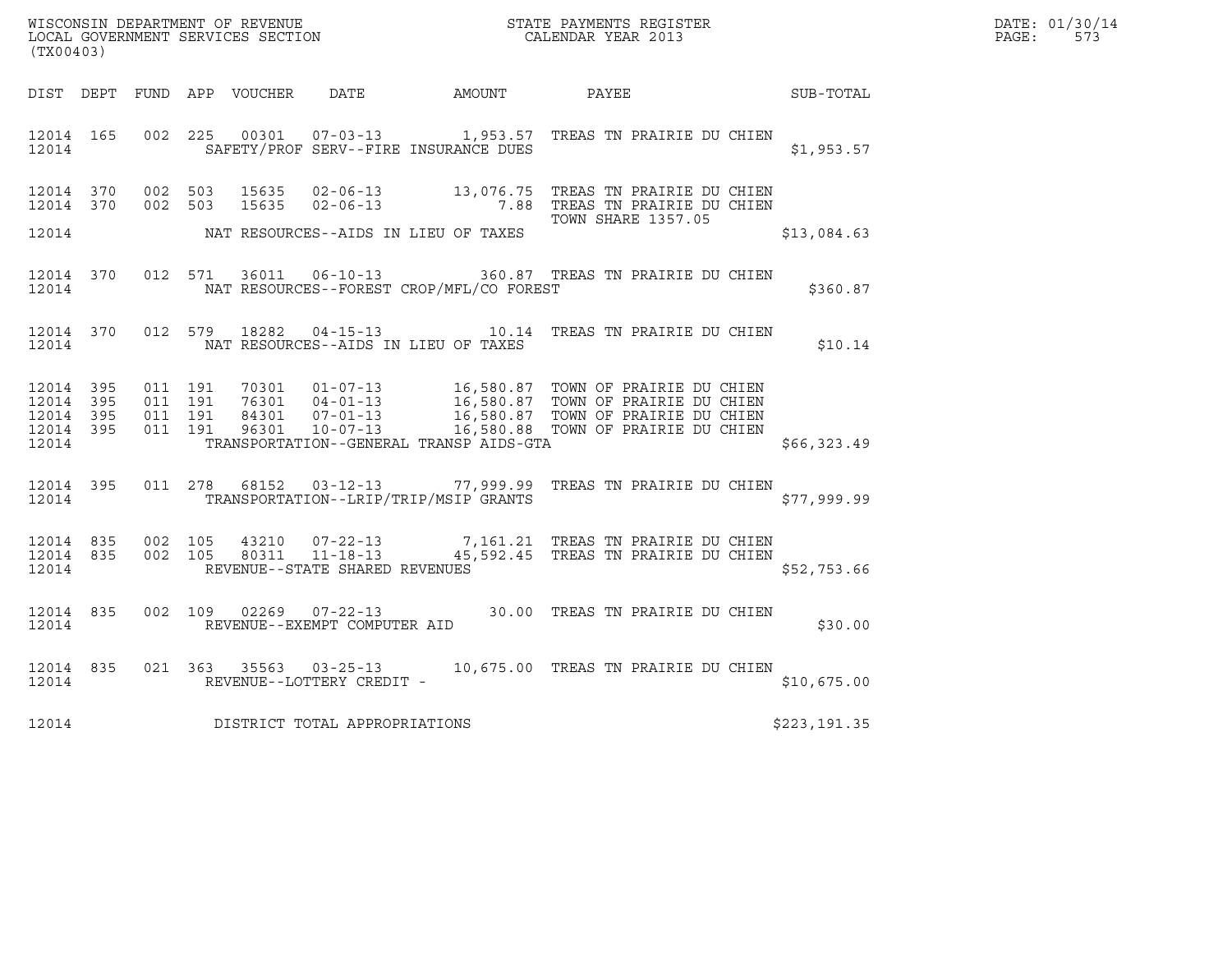WISCONSIN DEPARTMENT OF REVENUE
LOCAL GOVERNMENT SERVICES SECTION
(TX00403)

STATE PAYMENTS REGISTER
CALENDAR YEAR 2013

DATE: 01/30/14
PAGE: 573

| DIST | DEPT | FUND | APP | VOUCHER | DATE | AMOUNT | PAYEE | SUB-TOTAL |
|---|---|---|---|---|---|---|---|---|
| 12014 | 165 | 002 | 225 | 00301 | 07-03-13 | 1,953.57 | TREAS TN PRAIRIE DU CHIEN | |
| 12014 | | | | | SAFETY/PROF SERV--FIRE INSURANCE DUES | | | $1,953.57 |
| 12014 | 370 | 002 | 503 | 15635 | 02-06-13 | 13,076.75 | TREAS TN PRAIRIE DU CHIEN | |
| 12014 | 370 | 002 | 503 | 15635 | 02-06-13 | 7.88 | TREAS TN PRAIRIE DU CHIEN TOWN SHARE 1357.05 | |
| 12014 | | | | | NAT RESOURCES--AIDS IN LIEU OF TAXES | | | $13,084.63 |
| 12014 | 370 | 012 | 571 | 36011 | 06-10-13 | 360.87 | TREAS TN PRAIRIE DU CHIEN | |
| 12014 | | | | | NAT RESOURCES--FOREST CROP/MFL/CO FOREST | | | $360.87 |
| 12014 | 370 | 012 | 579 | 18282 | 04-15-13 | 10.14 | TREAS TN PRAIRIE DU CHIEN | |
| 12014 | | | | | NAT RESOURCES--AIDS IN LIEU OF TAXES | | | $10.14 |
| 12014 | 395 | 011 | 191 | 70301 | 01-07-13 | 16,580.87 | TOWN OF PRAIRIE DU CHIEN | |
| 12014 | 395 | 011 | 191 | 76301 | 04-01-13 | 16,580.87 | TOWN OF PRAIRIE DU CHIEN | |
| 12014 | 395 | 011 | 191 | 84301 | 07-01-13 | 16,580.87 | TOWN OF PRAIRIE DU CHIEN | |
| 12014 | 395 | 011 | 191 | 96301 | 10-07-13 | 16,580.88 | TOWN OF PRAIRIE DU CHIEN | |
| 12014 | | | | | TRANSPORTATION--GENERAL TRANSP AIDS-GTA | | | $66,323.49 |
| 12014 | 395 | 011 | 278 | 68152 | 03-12-13 | 77,999.99 | TREAS TN PRAIRIE DU CHIEN | |
| 12014 | | | | | TRANSPORTATION--LRIP/TRIP/MSIP GRANTS | | | $77,999.99 |
| 12014 | 835 | 002 | 105 | 43210 | 07-22-13 | 7,161.21 | TREAS TN PRAIRIE DU CHIEN | |
| 12014 | 835 | 002 | 105 | 80311 | 11-18-13 | 45,592.45 | TREAS TN PRAIRIE DU CHIEN | |
| 12014 | | | | | REVENUE--STATE SHARED REVENUES | | | $52,753.66 |
| 12014 | 835 | 002 | 109 | 02269 | 07-22-13 | 30.00 | TREAS TN PRAIRIE DU CHIEN | |
| 12014 | | | | | REVENUE--EXEMPT COMPUTER AID | | | $30.00 |
| 12014 | 835 | 021 | 363 | 35563 | 03-25-13 | 10,675.00 | TREAS TN PRAIRIE DU CHIEN | |
| 12014 | | | | | REVENUE--LOTTERY CREDIT - | | | $10,675.00 |
| 12014 | | | | | DISTRICT TOTAL APPROPRIATIONS | | | $223,191.35 |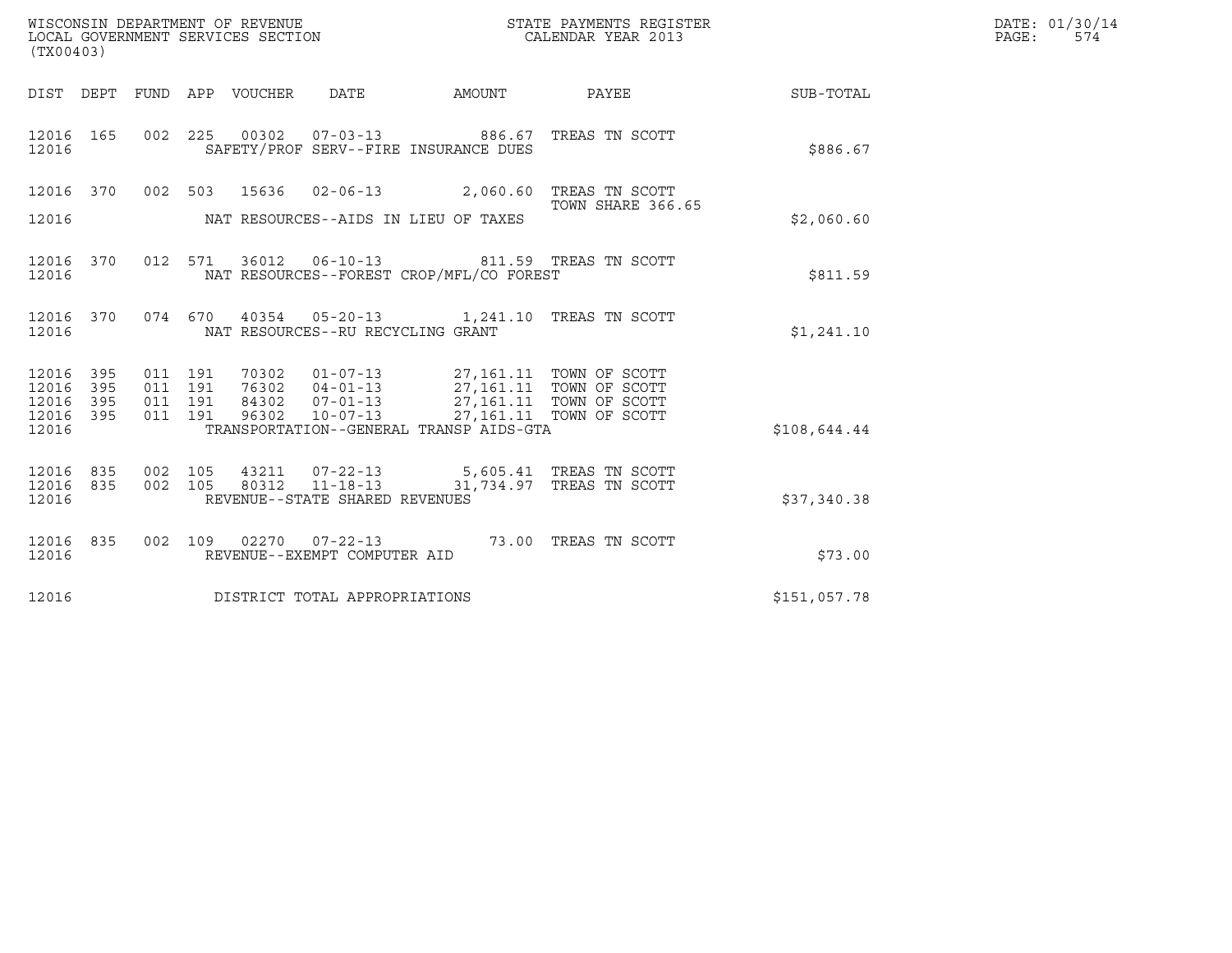WISCONSIN DEPARTMENT OF REVENUE
LOCAL GOVERNMENT SERVICES SECTION
(TX00403)

STATE PAYMENTS REGISTER
CALENDAR YEAR 2013

DATE: 01/30/14
PAGE: 574

| DIST | DEPT | FUND | APP | VOUCHER | DATE | AMOUNT | PAYEE | SUB-TOTAL |
|---|---|---|---|---|---|---|---|---|
| 12016 | 165 | 002 | 225 | 00302 | 07-03-13 | 886.67 | TREAS TN SCOTT | |
| 12016 | | | | SAFETY/PROF SERV--FIRE INSURANCE DUES | | | | $886.67 |
| 12016 | 370 | 002 | 503 | 15636 | 02-06-13 | 2,060.60 | TREAS TN SCOTT TOWN SHARE 366.65 | |
| 12016 | | | | NAT RESOURCES--AIDS IN LIEU OF TAXES | | | | $2,060.60 |
| 12016 | 370 | 012 | 571 | 36012 | 06-10-13 | 811.59 | TREAS TN SCOTT | |
| 12016 | | | | NAT RESOURCES--FOREST CROP/MFL/CO FOREST | | | | $811.59 |
| 12016 | 370 | 074 | 670 | 40354 | 05-20-13 | 1,241.10 | TREAS TN SCOTT | |
| 12016 | | | | NAT RESOURCES--RU RECYCLING GRANT | | | | $1,241.10 |
| 12016 | 395 | 011 | 191 | 70302 | 01-07-13 | 27,161.11 | TOWN OF SCOTT | |
| 12016 | 395 | 011 | 191 | 76302 | 04-01-13 | 27,161.11 | TOWN OF SCOTT | |
| 12016 | 395 | 011 | 191 | 84302 | 07-01-13 | 27,161.11 | TOWN OF SCOTT | |
| 12016 | 395 | 011 | 191 | 96302 | 10-07-13 | 27,161.11 | TOWN OF SCOTT | |
| 12016 | | | | TRANSPORTATION--GENERAL TRANSP AIDS-GTA | | | | $108,644.44 |
| 12016 | 835 | 002 | 105 | 43211 | 07-22-13 | 5,605.41 | TREAS TN SCOTT | |
| 12016 | 835 | 002 | 105 | 80312 | 11-18-13 | 31,734.97 | TREAS TN SCOTT | |
| 12016 | | | | REVENUE--STATE SHARED REVENUES | | | | $37,340.38 |
| 12016 | 835 | 002 | 109 | 02270 | 07-22-13 | 73.00 | TREAS TN SCOTT | |
| 12016 | | | | REVENUE--EXEMPT COMPUTER AID | | | | $73.00 |
| 12016 | | | | DISTRICT TOTAL APPROPRIATIONS | | | | $151,057.78 |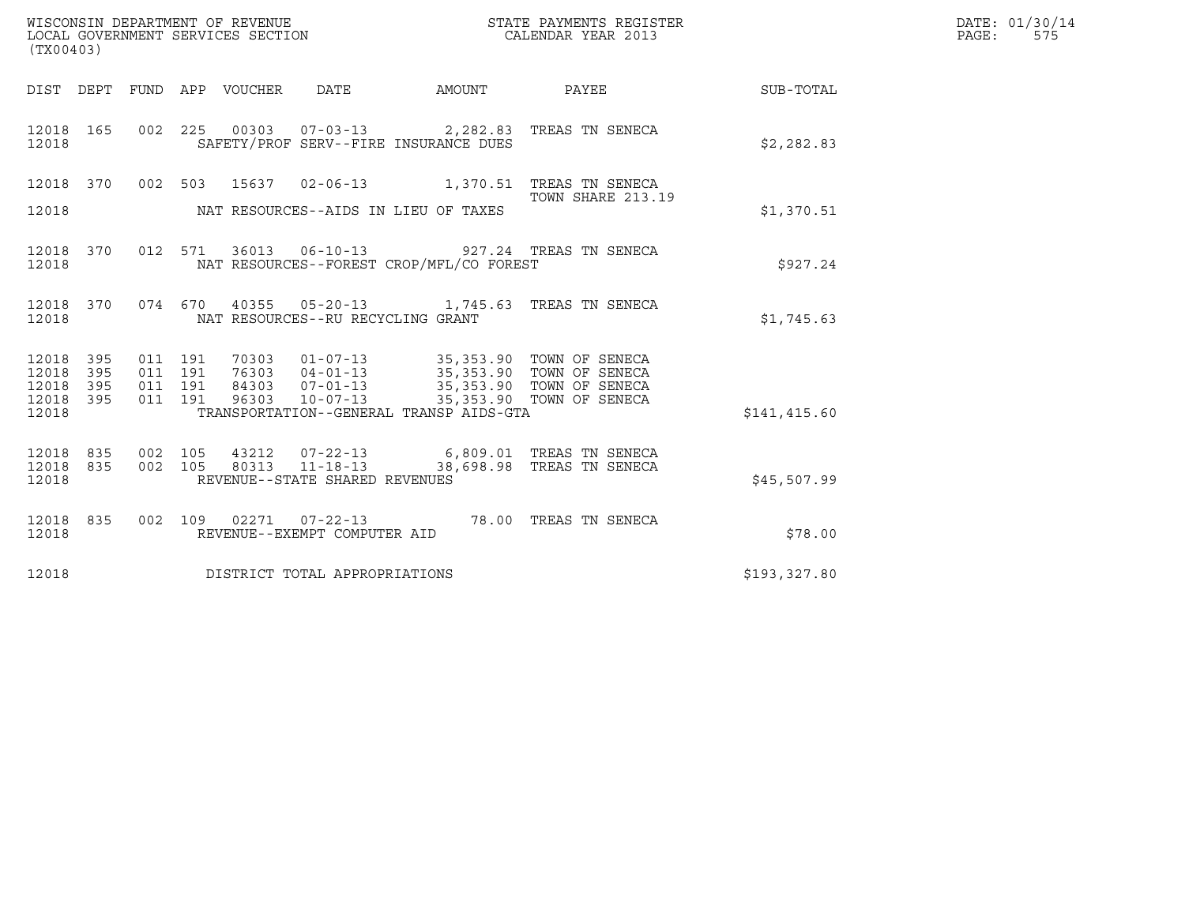WISCONSIN DEPARTMENT OF REVENUE
LOCAL GOVERNMENT SERVICES SECTION
(TX00403)

STATE PAYMENTS REGISTER
CALENDAR YEAR 2013

DATE: 01/30/14
PAGE: 575

| DIST | DEPT | FUND | APP | VOUCHER | DATE | AMOUNT | PAYEE | SUB-TOTAL |
|---|---|---|---|---|---|---|---|---|
| 12018 | 165 | 002 | 225 | 00303 | 07-03-13 | 2,282.83 | TREAS TN SENECA | |
| 12018 | | | | SAFETY/PROF SERV--FIRE INSURANCE DUES | | | | $2,282.83 |
| 12018 | 370 | 002 | 503 | 15637 | 02-06-13 | 1,370.51 | TREAS TN SENECA TOWN SHARE 213.19 | |
| 12018 | | | | NAT RESOURCES--AIDS IN LIEU OF TAXES | | | | $1,370.51 |
| 12018 | 370 | 012 | 571 | 36013 | 06-10-13 | 927.24 | TREAS TN SENECA | |
| 12018 | | | | NAT RESOURCES--FOREST CROP/MFL/CO FOREST | | | | $927.24 |
| 12018 | 370 | 074 | 670 | 40355 | 05-20-13 | 1,745.63 | TREAS TN SENECA | |
| 12018 | | | | NAT RESOURCES--RU RECYCLING GRANT | | | | $1,745.63 |
| 12018 | 395 | 011 | 191 | 70303 | 01-07-13 | 35,353.90 | TOWN OF SENECA | |
| 12018 | 395 | 011 | 191 | 76303 | 04-01-13 | 35,353.90 | TOWN OF SENECA | |
| 12018 | 395 | 011 | 191 | 84303 | 07-01-13 | 35,353.90 | TOWN OF SENECA | |
| 12018 | 395 | 011 | 191 | 96303 | 10-07-13 | 35,353.90 | TOWN OF SENECA | |
| 12018 | | | | TRANSPORTATION--GENERAL TRANSP AIDS-GTA | | | | $141,415.60 |
| 12018 | 835 | 002 | 105 | 43212 | 07-22-13 | 6,809.01 | TREAS TN SENECA | |
| 12018 | 835 | 002 | 105 | 80313 | 11-18-13 | 38,698.98 | TREAS TN SENECA | |
| 12018 | | | | REVENUE--STATE SHARED REVENUES | | | | $45,507.99 |
| 12018 | 835 | 002 | 109 | 02271 | 07-22-13 | 78.00 | TREAS TN SENECA | |
| 12018 | | | | REVENUE--EXEMPT COMPUTER AID | | | | $78.00 |
| 12018 | | | | DISTRICT TOTAL APPROPRIATIONS | | | | $193,327.80 |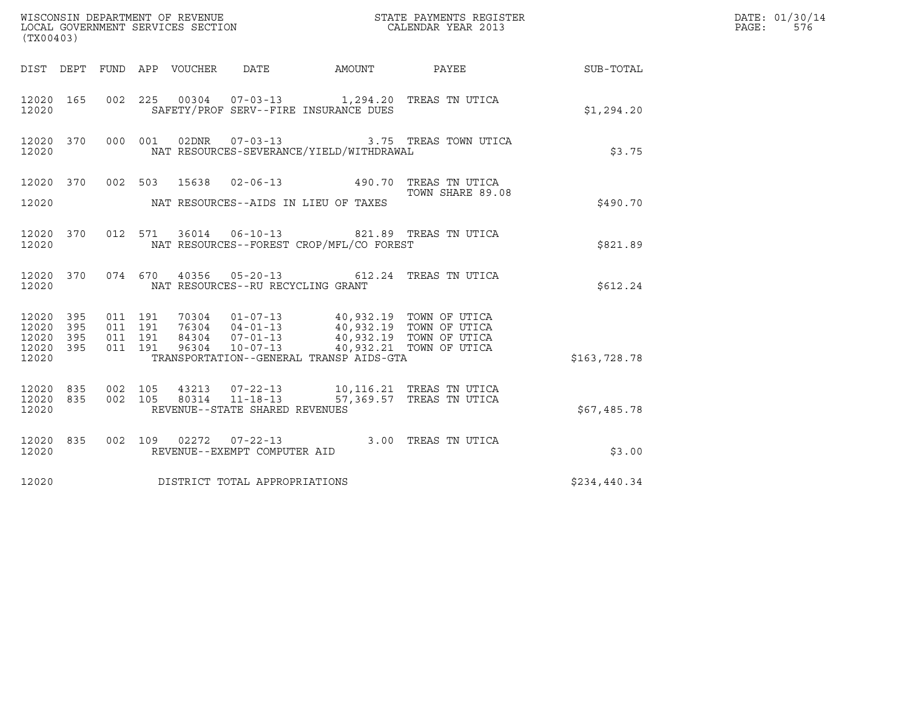WISCONSIN DEPARTMENT OF REVENUE
LOCAL GOVERNMENT SERVICES SECTION
(TX00403)

STATE PAYMENTS REGISTER
CALENDAR YEAR 2013

DATE: 01/30/14
PAGE: 576

| DIST | DEPT | FUND | APP | VOUCHER | DATE | AMOUNT | PAYEE | SUB-TOTAL |
|---|---|---|---|---|---|---|---|---|
| 12020 | 165 | 002 | 225 | 00304 | 07-03-13 | 1,294.20 | TREAS TN UTICA | |
| 12020 | | | | SAFETY/PROF SERV--FIRE INSURANCE DUES | | | | $1,294.20 |
| 12020 | 370 | 000 | 001 | 02DNR | 07-03-13 | 3.75 | TREAS TOWN UTICA | |
| 12020 | | | | NAT RESOURCES-SEVERANCE/YIELD/WITHDRAWAL | | | | $3.75 |
| 12020 | 370 | 002 | 503 | 15638 | 02-06-13 | 490.70 | TREAS TN UTICA TOWN SHARE 89.08 | |
| 12020 | | | | NAT RESOURCES--AIDS IN LIEU OF TAXES | | | | $490.70 |
| 12020 | 370 | 012 | 571 | 36014 | 06-10-13 | 821.89 | TREAS TN UTICA | |
| 12020 | | | | NAT RESOURCES--FOREST CROP/MFL/CO FOREST | | | | $821.89 |
| 12020 | 370 | 074 | 670 | 40356 | 05-20-13 | 612.24 | TREAS TN UTICA | |
| 12020 | | | | NAT RESOURCES--RU RECYCLING GRANT | | | | $612.24 |
| 12020 | 395 | 011 | 191 | 70304 | 01-07-13 | 40,932.19 | TOWN OF UTICA | |
| 12020 | 395 | 011 | 191 | 76304 | 04-01-13 | 40,932.19 | TOWN OF UTICA | |
| 12020 | 395 | 011 | 191 | 84304 | 07-01-13 | 40,932.19 | TOWN OF UTICA | |
| 12020 | 395 | 011 | 191 | 96304 | 10-07-13 | 40,932.21 | TOWN OF UTICA | |
| 12020 | | | | TRANSPORTATION--GENERAL TRANSP AIDS-GTA | | | | $163,728.78 |
| 12020 | 835 | 002 | 105 | 43213 | 07-22-13 | 10,116.21 | TREAS TN UTICA | |
| 12020 | 835 | 002 | 105 | 80314 | 11-18-13 | 57,369.57 | TREAS TN UTICA | |
| 12020 | | | | REVENUE--STATE SHARED REVENUES | | | | $67,485.78 |
| 12020 | 835 | 002 | 109 | 02272 | 07-22-13 | 3.00 | TREAS TN UTICA | |
| 12020 | | | | REVENUE--EXEMPT COMPUTER AID | | | | $3.00 |
| 12020 | | | | DISTRICT TOTAL APPROPRIATIONS | | | | $234,440.34 |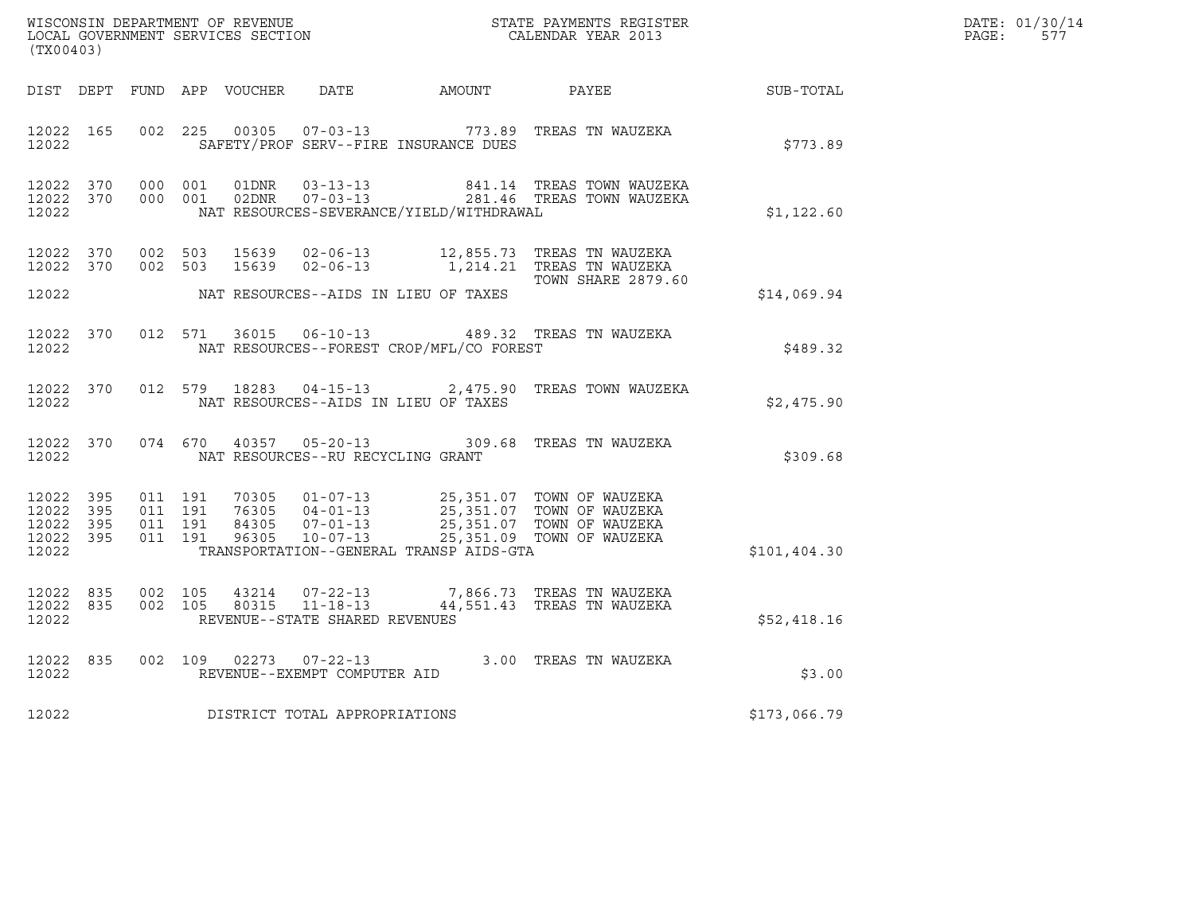WISCONSIN DEPARTMENT OF REVENUE
LOCAL GOVERNMENT SERVICES SECTION
(TX00403)

STATE PAYMENTS REGISTER
CALENDAR YEAR 2013

DATE: 01/30/14
PAGE: 577

| DIST | DEPT | FUND | APP | VOUCHER | DATE | AMOUNT | PAYEE | SUB-TOTAL |
|---|---|---|---|---|---|---|---|---|
| 12022 | 165 | 002 | 225 | 00305 | 07-03-13 | 773.89 | TREAS TN WAUZEKA | |
| 12022 | | | | | SAFETY/PROF SERV--FIRE INSURANCE DUES | | | $773.89 |
| 12022 | 370 | 000 | 001 | 01DNR | 03-13-13 | 841.14 | TREAS TOWN WAUZEKA | |
| 12022 | 370 | 000 | 001 | 02DNR | 07-03-13 | 281.46 | TREAS TOWN WAUZEKA | |
| 12022 | | | | | NAT RESOURCES-SEVERANCE/YIELD/WITHDRAWAL | | | $1,122.60 |
| 12022 | 370 | 002 | 503 | 15639 | 02-06-13 | 12,855.73 | TREAS TN WAUZEKA | |
| 12022 | 370 | 002 | 503 | 15639 | 02-06-13 | 1,214.21 | TREAS TN WAUZEKA | |
| | | | | | | | TOWN SHARE 2879.60 | |
| 12022 | | | | | NAT RESOURCES--AIDS IN LIEU OF TAXES | | | $14,069.94 |
| 12022 | 370 | 012 | 571 | 36015 | 06-10-13 | 489.32 | TREAS TN WAUZEKA | |
| 12022 | | | | | NAT RESOURCES--FOREST CROP/MFL/CO FOREST | | | $489.32 |
| 12022 | 370 | 012 | 579 | 18283 | 04-15-13 | 2,475.90 | TREAS TOWN WAUZEKA | |
| 12022 | | | | | NAT RESOURCES--AIDS IN LIEU OF TAXES | | | $2,475.90 |
| 12022 | 370 | 074 | 670 | 40357 | 05-20-13 | 309.68 | TREAS TN WAUZEKA | |
| 12022 | | | | | NAT RESOURCES--RU RECYCLING GRANT | | | $309.68 |
| 12022 | 395 | 011 | 191 | 70305 | 01-07-13 | 25,351.07 | TOWN OF WAUZEKA | |
| 12022 | 395 | 011 | 191 | 76305 | 04-01-13 | 25,351.07 | TOWN OF WAUZEKA | |
| 12022 | 395 | 011 | 191 | 84305 | 07-01-13 | 25,351.07 | TOWN OF WAUZEKA | |
| 12022 | 395 | 011 | 191 | 96305 | 10-07-13 | 25,351.09 | TOWN OF WAUZEKA | |
| 12022 | | | | | TRANSPORTATION--GENERAL TRANSP AIDS-GTA | | | $101,404.30 |
| 12022 | 835 | 002 | 105 | 43214 | 07-22-13 | 7,866.73 | TREAS TN WAUZEKA | |
| 12022 | 835 | 002 | 105 | 80315 | 11-18-13 | 44,551.43 | TREAS TN WAUZEKA | |
| 12022 | | | | | REVENUE--STATE SHARED REVENUES | | | $52,418.16 |
| 12022 | 835 | 002 | 109 | 02273 | 07-22-13 | 3.00 | TREAS TN WAUZEKA | |
| 12022 | | | | | REVENUE--EXEMPT COMPUTER AID | | | $3.00 |
| 12022 | | | | | DISTRICT TOTAL APPROPRIATIONS | | | $173,066.79 |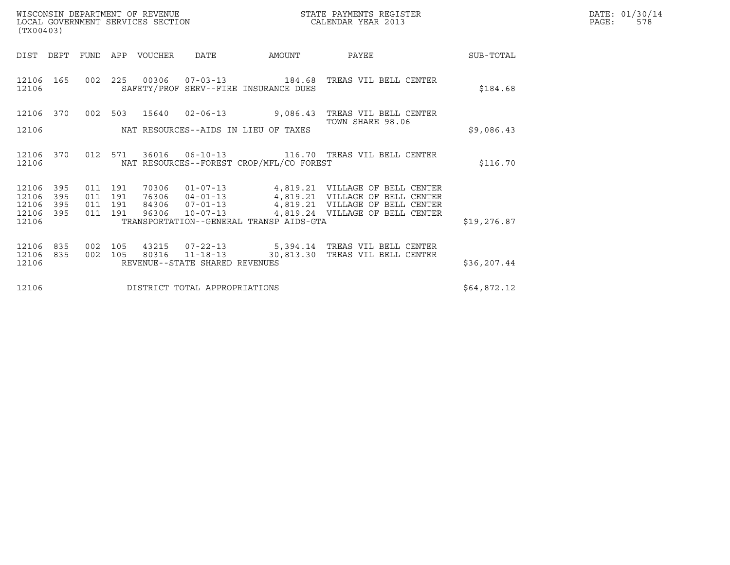WISCONSIN DEPARTMENT OF REVENUE
LOCAL GOVERNMENT SERVICES SECTION
(TX00403)

STATE PAYMENTS REGISTER
CALENDAR YEAR 2013

DATE: 01/30/14

| DIST | DEPT | FUND | APP | VOUCHER | DATE | AMOUNT | PAYEE | SUB-TOTAL |
|---|---|---|---|---|---|---|---|---|
| 12106 | 165 | 002 | 225 | 00306 | 07-03-13 | 184.68 | TREAS VIL BELL CENTER | |
| 12106 | | | | | SAFETY/PROF SERV--FIRE INSURANCE DUES | | | $184.68 |
| 12106 | 370 | 002 | 503 | 15640 | 02-06-13 | 9,086.43 | TREAS VIL BELL CENTER TOWN SHARE 98.06 | |
| 12106 | | | | | NAT RESOURCES--AIDS IN LIEU OF TAXES | | | $9,086.43 |
| 12106 | 370 | 012 | 571 | 36016 | 06-10-13 | 116.70 | TREAS VIL BELL CENTER | |
| 12106 | | | | | NAT RESOURCES--FOREST CROP/MFL/CO FOREST | | | $116.70 |
| 12106 | 395 | 011 | 191 | 70306 | 01-07-13 | 4,819.21 | VILLAGE OF BELL CENTER | |
| 12106 | 395 | 011 | 191 | 76306 | 04-01-13 | 4,819.21 | VILLAGE OF BELL CENTER | |
| 12106 | 395 | 011 | 191 | 84306 | 07-01-13 | 4,819.21 | VILLAGE OF BELL CENTER | |
| 12106 | 395 | 011 | 191 | 96306 | 10-07-13 | 4,819.24 | VILLAGE OF BELL CENTER | |
| 12106 | | | | | TRANSPORTATION--GENERAL TRANSP AIDS-GTA | | | $19,276.87 |
| 12106 | 835 | 002 | 105 | 43215 | 07-22-13 | 5,394.14 | TREAS VIL BELL CENTER | |
| 12106 | 835 | 002 | 105 | 80316 | 11-18-13 | 30,813.30 | TREAS VIL BELL CENTER | |
| 12106 | | | | | REVENUE--STATE SHARED REVENUES | | | $36,207.44 |
| 12106 | | | | | DISTRICT TOTAL APPROPRIATIONS | | | $64,872.12 |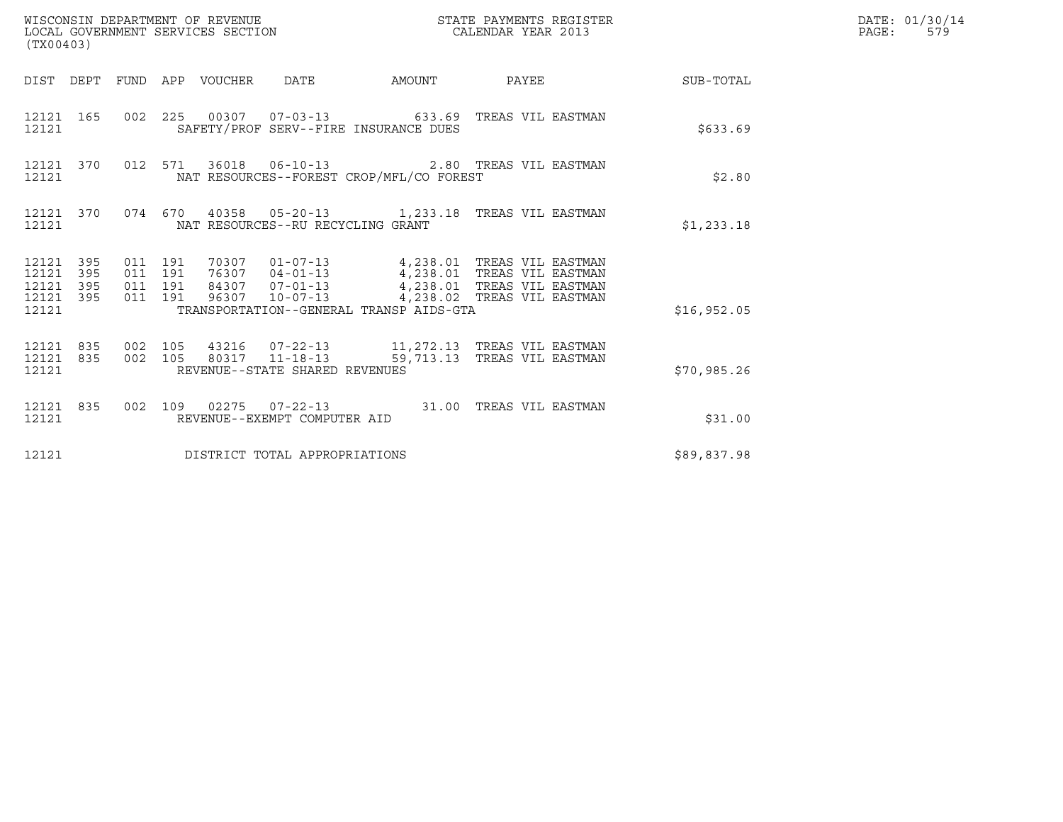WISCONSIN DEPARTMENT OF REVENUE
LOCAL GOVERNMENT SERVICES SECTION
(TX00403)

STATE PAYMENTS REGISTER
CALENDAR YEAR 2013

DATE: 01/30/14
PAGE: 579

| DIST | DEPT | FUND | APP | VOUCHER | DATE | AMOUNT | PAYEE | SUB-TOTAL |
|---|---|---|---|---|---|---|---|---|
| 12121 | 165 | 002 | 225 | 00307 | 07-03-13 | 633.69 | TREAS VIL EASTMAN | |
| 12121 | | | | SAFETY/PROF SERV--FIRE INSURANCE DUES | | | | $633.69 |
| 12121 | 370 | 012 | 571 | 36018 | 06-10-13 | 2.80 | TREAS VIL EASTMAN | |
| 12121 | | | | NAT RESOURCES--FOREST CROP/MFL/CO FOREST | | | | $2.80 |
| 12121 | 370 | 074 | 670 | 40358 | 05-20-13 | 1,233.18 | TREAS VIL EASTMAN | |
| 12121 | | | | NAT RESOURCES--RU RECYCLING GRANT | | | | $1,233.18 |
| 12121 | 395 | 011 | 191 | 70307 | 01-07-13 | 4,238.01 | TREAS VIL EASTMAN | |
| 12121 | 395 | 011 | 191 | 76307 | 04-01-13 | 4,238.01 | TREAS VIL EASTMAN | |
| 12121 | 395 | 011 | 191 | 84307 | 07-01-13 | 4,238.01 | TREAS VIL EASTMAN | |
| 12121 | 395 | 011 | 191 | 96307 | 10-07-13 | 4,238.02 | TREAS VIL EASTMAN | |
| 12121 | | | | TRANSPORTATION--GENERAL TRANSP AIDS-GTA | | | | $16,952.05 |
| 12121 | 835 | 002 | 105 | 43216 | 07-22-13 | 11,272.13 | TREAS VIL EASTMAN | |
| 12121 | 835 | 002 | 105 | 80317 | 11-18-13 | 59,713.13 | TREAS VIL EASTMAN | |
| 12121 | | | | REVENUE--STATE SHARED REVENUES | | | | $70,985.26 |
| 12121 | 835 | 002 | 109 | 02275 | 07-22-13 | 31.00 | TREAS VIL EASTMAN | |
| 12121 | | | | REVENUE--EXEMPT COMPUTER AID | | | | $31.00 |
| 12121 | | | | DISTRICT TOTAL APPROPRIATIONS | | | | $89,837.98 |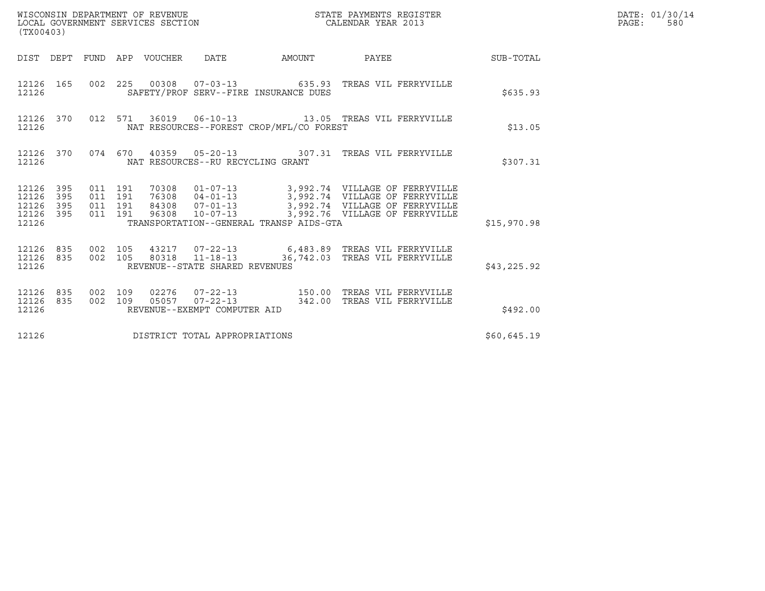WISCONSIN DEPARTMENT OF REVENUE
LOCAL GOVERNMENT SERVICES SECTION
(TX00403)

STATE PAYMENTS REGISTER
CALENDAR YEAR 2013

DATE: 01/30/14
PAGE: 580

| DIST | DEPT | FUND | APP | VOUCHER | DATE | AMOUNT | PAYEE | SUB-TOTAL |
|---|---|---|---|---|---|---|---|---|
| 12126 | 165 | 002 | 225 | 00308 | 07-03-13 | 635.93 | TREAS VIL FERRYVILLE | |
| 12126 | | | | | SAFETY/PROF SERV--FIRE INSURANCE DUES | | | $635.93 |
| 12126 | 370 | 012 | 571 | 36019 | 06-10-13 | 13.05 | TREAS VIL FERRYVILLE | |
| 12126 | | | | | NAT RESOURCES--FOREST CROP/MFL/CO FOREST | | | $13.05 |
| 12126 | 370 | 074 | 670 | 40359 | 05-20-13 | 307.31 | TREAS VIL FERRYVILLE | |
| 12126 | | | | | NAT RESOURCES--RU RECYCLING GRANT | | | $307.31 |
| 12126 | 395 | 011 | 191 | 70308 | 01-07-13 | 3,992.74 | VILLAGE OF FERRYVILLE | |
| 12126 | 395 | 011 | 191 | 76308 | 04-01-13 | 3,992.74 | VILLAGE OF FERRYVILLE | |
| 12126 | 395 | 011 | 191 | 84308 | 07-01-13 | 3,992.74 | VILLAGE OF FERRYVILLE | |
| 12126 | 395 | 011 | 191 | 96308 | 10-07-13 | 3,992.76 | VILLAGE OF FERRYVILLE | |
| 12126 | | | | | TRANSPORTATION--GENERAL TRANSP AIDS-GTA | | | $15,970.98 |
| 12126 | 835 | 002 | 105 | 43217 | 07-22-13 | 6,483.89 | TREAS VIL FERRYVILLE | |
| 12126 | 835 | 002 | 105 | 80318 | 11-18-13 | 36,742.03 | TREAS VIL FERRYVILLE | |
| 12126 | | | | | REVENUE--STATE SHARED REVENUES | | | $43,225.92 |
| 12126 | 835 | 002 | 109 | 02276 | 07-22-13 | 150.00 | TREAS VIL FERRYVILLE | |
| 12126 | 835 | 002 | 109 | 05057 | 07-22-13 | 342.00 | TREAS VIL FERRYVILLE | |
| 12126 | | | | | REVENUE--EXEMPT COMPUTER AID | | | $492.00 |
| 12126 | | | | | DISTRICT TOTAL APPROPRIATIONS | | | $60,645.19 |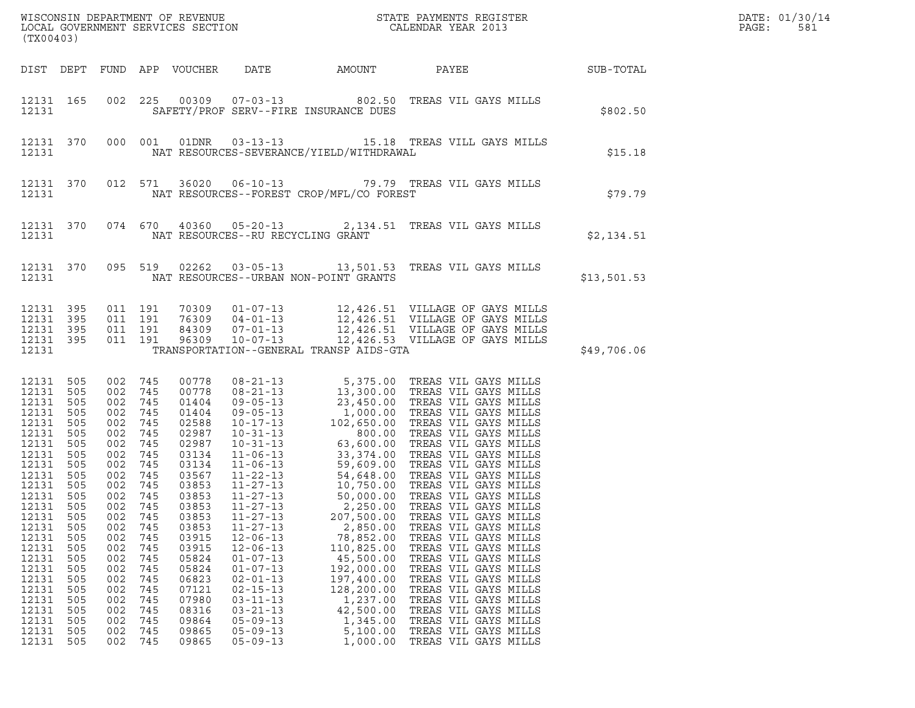WISCONSIN DEPARTMENT OF REVENUE
LOCAL GOVERNMENT SERVICES SECTION
(TX00403)

STATE PAYMENTS REGISTER
CALENDAR YEAR 2013

DATE: 01/30/14
PAGE: 581

| DIST | DEPT | FUND | APP | VOUCHER | DATE | AMOUNT | PAYEE | SUB-TOTAL |
|---|---|---|---|---|---|---|---|---|
| 12131 | 165 | 002 | 225 | 00309 | 07-03-13 | 802.50 | TREAS VIL GAYS MILLS | |
| 12131 | | | | | SAFETY/PROF SERV--FIRE INSURANCE DUES | | | $802.50 |
| 12131 | 370 | 000 | 001 | 01DNR | 03-13-13 | 15.18 | TREAS VILL GAYS MILLS | |
| 12131 | | | | | NAT RESOURCES-SEVERANCE/YIELD/WITHDRAWAL | | | $15.18 |
| 12131 | 370 | 012 | 571 | 36020 | 06-10-13 | 79.79 | TREAS VIL GAYS MILLS | |
| 12131 | | | | | NAT RESOURCES--FOREST CROP/MFL/CO FOREST | | | $79.79 |
| 12131 | 370 | 074 | 670 | 40360 | 05-20-13 | 2,134.51 | TREAS VIL GAYS MILLS | |
| 12131 | | | | | NAT RESOURCES--RU RECYCLING GRANT | | | $2,134.51 |
| 12131 | 370 | 095 | 519 | 02262 | 03-05-13 | 13,501.53 | TREAS VIL GAYS MILLS | |
| 12131 | | | | | NAT RESOURCES--URBAN NON-POINT GRANTS | | | $13,501.53 |
| 12131 | 395 | 011 | 191 | 70309 | 01-07-13 | 12,426.51 | VILLAGE OF GAYS MILLS | |
| 12131 | 395 | 011 | 191 | 76309 | 04-01-13 | 12,426.51 | VILLAGE OF GAYS MILLS | |
| 12131 | 395 | 011 | 191 | 84309 | 07-01-13 | 12,426.51 | VILLAGE OF GAYS MILLS | |
| 12131 | 395 | 011 | 191 | 96309 | 10-07-13 | 12,426.53 | VILLAGE OF GAYS MILLS | |
| 12131 | | | | | TRANSPORTATION--GENERAL TRANSP AIDS-GTA | | | $49,706.06 |
| 12131 | 505 | 002 | 745 | 00778 | 08-21-13 | 5,375.00 | TREAS VIL GAYS MILLS | |
| 12131 | 505 | 002 | 745 | 00778 | 08-21-13 | 13,300.00 | TREAS VIL GAYS MILLS | |
| 12131 | 505 | 002 | 745 | 01404 | 09-05-13 | 23,450.00 | TREAS VIL GAYS MILLS | |
| 12131 | 505 | 002 | 745 | 01404 | 09-05-13 | 1,000.00 | TREAS VIL GAYS MILLS | |
| 12131 | 505 | 002 | 745 | 02588 | 10-17-13 | 102,650.00 | TREAS VIL GAYS MILLS | |
| 12131 | 505 | 002 | 745 | 02987 | 10-31-13 | 800.00 | TREAS VIL GAYS MILLS | |
| 12131 | 505 | 002 | 745 | 02987 | 10-31-13 | 63,600.00 | TREAS VIL GAYS MILLS | |
| 12131 | 505 | 002 | 745 | 03134 | 11-06-13 | 33,374.00 | TREAS VIL GAYS MILLS | |
| 12131 | 505 | 002 | 745 | 03134 | 11-06-13 | 59,609.00 | TREAS VIL GAYS MILLS | |
| 12131 | 505 | 002 | 745 | 03567 | 11-22-13 | 54,648.00 | TREAS VIL GAYS MILLS | |
| 12131 | 505 | 002 | 745 | 03853 | 11-27-13 | 10,750.00 | TREAS VIL GAYS MILLS | |
| 12131 | 505 | 002 | 745 | 03853 | 11-27-13 | 50,000.00 | TREAS VIL GAYS MILLS | |
| 12131 | 505 | 002 | 745 | 03853 | 11-27-13 | 2,250.00 | TREAS VIL GAYS MILLS | |
| 12131 | 505 | 002 | 745 | 03853 | 11-27-13 | 207,500.00 | TREAS VIL GAYS MILLS | |
| 12131 | 505 | 002 | 745 | 03853 | 11-27-13 | 2,850.00 | TREAS VIL GAYS MILLS | |
| 12131 | 505 | 002 | 745 | 03915 | 12-06-13 | 78,852.00 | TREAS VIL GAYS MILLS | |
| 12131 | 505 | 002 | 745 | 03915 | 12-06-13 | 110,825.00 | TREAS VIL GAYS MILLS | |
| 12131 | 505 | 002 | 745 | 05824 | 01-07-13 | 45,500.00 | TREAS VIL GAYS MILLS | |
| 12131 | 505 | 002 | 745 | 05824 | 01-07-13 | 192,000.00 | TREAS VIL GAYS MILLS | |
| 12131 | 505 | 002 | 745 | 06823 | 02-01-13 | 197,400.00 | TREAS VIL GAYS MILLS | |
| 12131 | 505 | 002 | 745 | 07121 | 02-15-13 | 128,200.00 | TREAS VIL GAYS MILLS | |
| 12131 | 505 | 002 | 745 | 07980 | 03-11-13 | 1,237.00 | TREAS VIL GAYS MILLS | |
| 12131 | 505 | 002 | 745 | 08316 | 03-21-13 | 42,500.00 | TREAS VIL GAYS MILLS | |
| 12131 | 505 | 002 | 745 | 09864 | 05-09-13 | 1,345.00 | TREAS VIL GAYS MILLS | |
| 12131 | 505 | 002 | 745 | 09865 | 05-09-13 | 5,100.00 | TREAS VIL GAYS MILLS | |
| 12131 | 505 | 002 | 745 | 09865 | 05-09-13 | 1,000.00 | TREAS VIL GAYS MILLS | |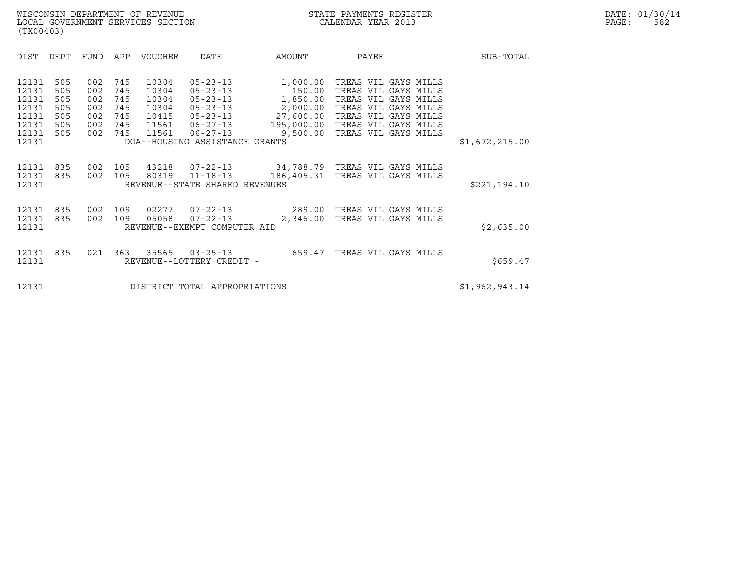WISCONSIN DEPARTMENT OF REVENUE
LOCAL GOVERNMENT SERVICES SECTION
(TX00403)

STATE PAYMENTS REGISTER
CALENDAR YEAR 2013

DATE: 01/30/14
PAGE: 582

| DIST | DEPT | FUND | APP | VOUCHER | DATE | AMOUNT | PAYEE | SUB-TOTAL |
|---|---|---|---|---|---|---|---|---|
| 12131 | 505 | 002 | 745 | 10304 | 05-23-13 | 1,000.00 | TREAS VIL GAYS MILLS | |
| 12131 | 505 | 002 | 745 | 10304 | 05-23-13 | 150.00 | TREAS VIL GAYS MILLS | |
| 12131 | 505 | 002 | 745 | 10304 | 05-23-13 | 1,850.00 | TREAS VIL GAYS MILLS | |
| 12131 | 505 | 002 | 745 | 10304 | 05-23-13 | 2,000.00 | TREAS VIL GAYS MILLS | |
| 12131 | 505 | 002 | 745 | 10415 | 05-23-13 | 27,600.00 | TREAS VIL GAYS MILLS | |
| 12131 | 505 | 002 | 745 | 11561 | 06-27-13 | 195,000.00 | TREAS VIL GAYS MILLS | |
| 12131 | 505 | 002 | 745 | 11561 | 06-27-13 | 9,500.00 | TREAS VIL GAYS MILLS | |
| 12131 | | | | DOA--HOUSING ASSISTANCE GRANTS | | | | $1,672,215.00 |
| 12131 | 835 | 002 | 105 | 43218 | 07-22-13 | 34,788.79 | TREAS VIL GAYS MILLS | |
| 12131 | 835 | 002 | 105 | 80319 | 11-18-13 | 186,405.31 | TREAS VIL GAYS MILLS | |
| 12131 | | | | REVENUE--STATE SHARED REVENUES | | | | $221,194.10 |
| 12131 | 835 | 002 | 109 | 02277 | 07-22-13 | 289.00 | TREAS VIL GAYS MILLS | |
| 12131 | 835 | 002 | 109 | 05058 | 07-22-13 | 2,346.00 | TREAS VIL GAYS MILLS | |
| 12131 | | | | REVENUE--EXEMPT COMPUTER AID | | | | $2,635.00 |
| 12131 | 835 | 021 | 363 | 35565 | 03-25-13 | 659.47 | TREAS VIL GAYS MILLS | |
| 12131 | | | | REVENUE--LOTTERY CREDIT - | | | | $659.47 |
| 12131 | | | | DISTRICT TOTAL APPROPRIATIONS | | | | $1,962,943.14 |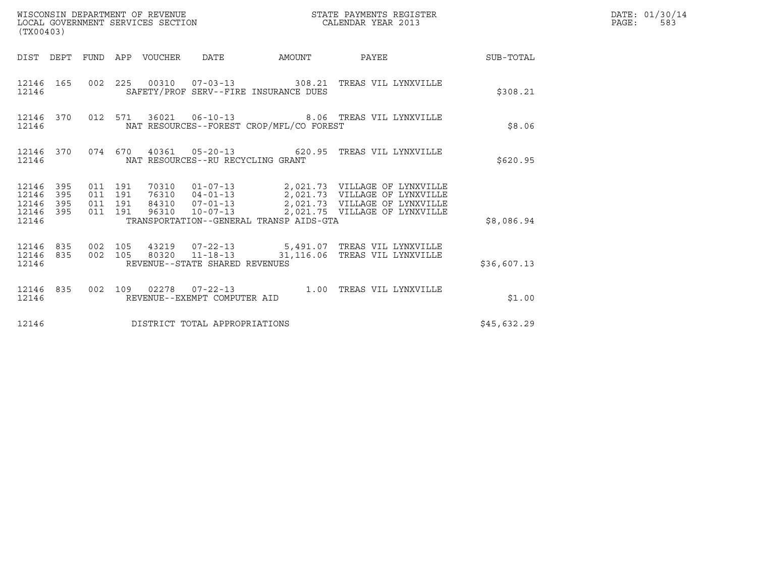WISCONSIN DEPARTMENT OF REVENUE
LOCAL GOVERNMENT SERVICES SECTION
(TX00403)

STATE PAYMENTS REGISTER
CALENDAR YEAR 2013

DATE: 01/30/14
PAGE: 583

| DIST | DEPT | FUND | APP | VOUCHER | DATE | AMOUNT | PAYEE | SUB-TOTAL |
|---|---|---|---|---|---|---|---|---|
| 12146 | 165 | 002 | 225 | 00310 | 07-03-13 | 308.21 | TREAS VIL LYNXVILLE | |
| 12146 | | | | SAFETY/PROF SERV--FIRE INSURANCE DUES | | | | $308.21 |
| 12146 | 370 | 012 | 571 | 36021 | 06-10-13 | 8.06 | TREAS VIL LYNXVILLE | |
| 12146 | | | | NAT RESOURCES--FOREST CROP/MFL/CO FOREST | | | | $8.06 |
| 12146 | 370 | 074 | 670 | 40361 | 05-20-13 | 620.95 | TREAS VIL LYNXVILLE | |
| 12146 | | | | NAT RESOURCES--RU RECYCLING GRANT | | | | $620.95 |
| 12146 | 395 | 011 | 191 | 70310 | 01-07-13 | 2,021.73 | VILLAGE OF LYNXVILLE | |
| 12146 | 395 | 011 | 191 | 76310 | 04-01-13 | 2,021.73 | VILLAGE OF LYNXVILLE | |
| 12146 | 395 | 011 | 191 | 84310 | 07-01-13 | 2,021.73 | VILLAGE OF LYNXVILLE | |
| 12146 | 395 | 011 | 191 | 96310 | 10-07-13 | 2,021.75 | VILLAGE OF LYNXVILLE | |
| 12146 | | | | TRANSPORTATION--GENERAL TRANSP AIDS-GTA | | | | $8,086.94 |
| 12146 | 835 | 002 | 105 | 43219 | 07-22-13 | 5,491.07 | TREAS VIL LYNXVILLE | |
| 12146 | 835 | 002 | 105 | 80320 | 11-18-13 | 31,116.06 | TREAS VIL LYNXVILLE | |
| 12146 | | | | REVENUE--STATE SHARED REVENUES | | | | $36,607.13 |
| 12146 | 835 | 002 | 109 | 02278 | 07-22-13 | 1.00 | TREAS VIL LYNXVILLE | |
| 12146 | | | | REVENUE--EXEMPT COMPUTER AID | | | | $1.00 |
| 12146 | | | | DISTRICT TOTAL APPROPRIATIONS | | | | $45,632.29 |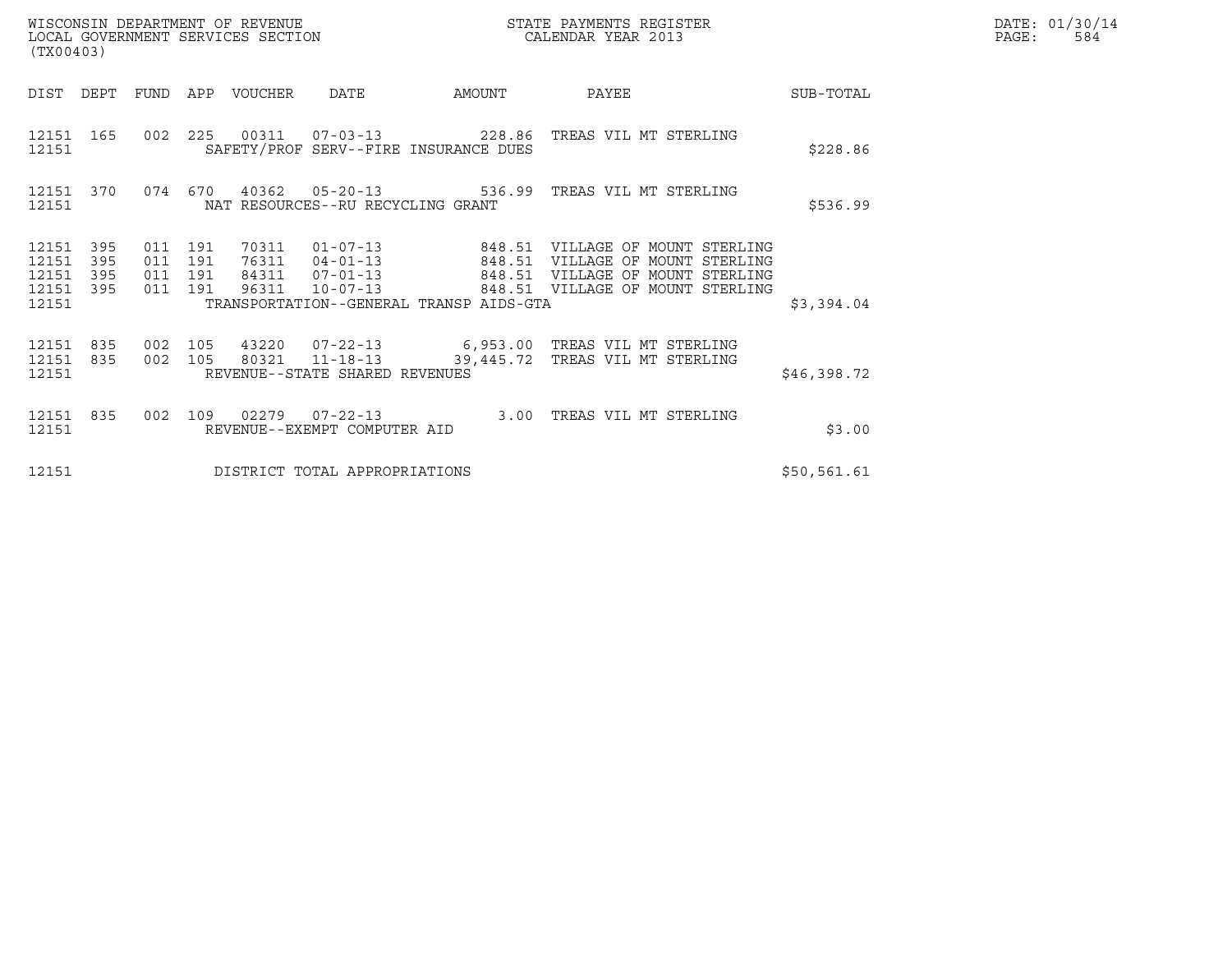WISCONSIN DEPARTMENT OF REVENUE
LOCAL GOVERNMENT SERVICES SECTION
(TX00403)

STATE PAYMENTS REGISTER
CALENDAR YEAR 2013

DATE: 01/30/14
PAGE: 584

| DIST | DEPT | FUND | APP | VOUCHER | DATE | AMOUNT | PAYEE | SUB-TOTAL |
|---|---|---|---|---|---|---|---|---|
| 12151 | 165 | 002 | 225 | 00311 | 07-03-13 | 228.86 | TREAS VIL MT STERLING | |
| 12151 | | | | SAFETY/PROF SERV--FIRE INSURANCE DUES | | | | $228.86 |
| 12151 | 370 | 074 | 670 | 40362 | 05-20-13 | 536.99 | TREAS VIL MT STERLING | |
| 12151 | | | | NAT RESOURCES--RU RECYCLING GRANT | | | | $536.99 |
| 12151 | 395 | 011 | 191 | 70311 | 01-07-13 | 848.51 | VILLAGE OF MOUNT STERLING | |
| 12151 | 395 | 011 | 191 | 76311 | 04-01-13 | 848.51 | VILLAGE OF MOUNT STERLING | |
| 12151 | 395 | 011 | 191 | 84311 | 07-01-13 | 848.51 | VILLAGE OF MOUNT STERLING | |
| 12151 | 395 | 011 | 191 | 96311 | 10-07-13 | 848.51 | VILLAGE OF MOUNT STERLING | |
| 12151 | | | | TRANSPORTATION--GENERAL TRANSP AIDS-GTA | | | | $3,394.04 |
| 12151 | 835 | 002 | 105 | 43220 | 07-22-13 | 6,953.00 | TREAS VIL MT STERLING | |
| 12151 | 835 | 002 | 105 | 80321 | 11-18-13 | 39,445.72 | TREAS VIL MT STERLING | |
| 12151 | | | | REVENUE--STATE SHARED REVENUES | | | | $46,398.72 |
| 12151 | 835 | 002 | 109 | 02279 | 07-22-13 | 3.00 | TREAS VIL MT STERLING | |
| 12151 | | | | REVENUE--EXEMPT COMPUTER AID | | | | $3.00 |
| 12151 | | | | DISTRICT TOTAL APPROPRIATIONS | | | | $50,561.61 |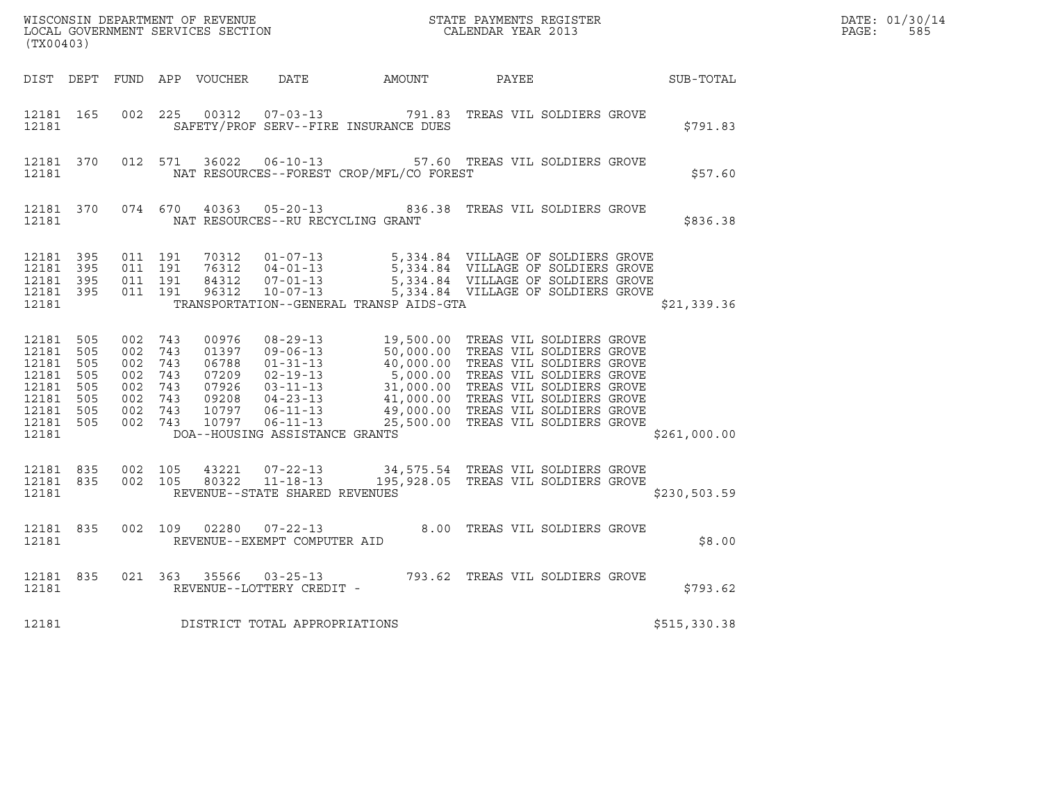WISCONSIN DEPARTMENT OF REVENUE
LOCAL GOVERNMENT SERVICES SECTION
(TX00403)

STATE PAYMENTS REGISTER
CALENDAR YEAR 2013

DATE: 01/30/14
PAGE: 585

| DIST | DEPT | FUND | APP | VOUCHER | DATE | AMOUNT | PAYEE | SUB-TOTAL |
|---|---|---|---|---|---|---|---|---|
| 12181 | 165 | 002 | 225 | 00312 | 07-03-13 | 791.83 | TREAS VIL SOLDIERS GROVE | |
| 12181 | | | | | SAFETY/PROF SERV--FIRE INSURANCE DUES | | | $791.83 |
| 12181 | 370 | 012 | 571 | 36022 | 06-10-13 | 57.60 | TREAS VIL SOLDIERS GROVE | |
| 12181 | | | | | NAT RESOURCES--FOREST CROP/MFL/CO FOREST | | | $57.60 |
| 12181 | 370 | 074 | 670 | 40363 | 05-20-13 | 836.38 | TREAS VIL SOLDIERS GROVE | |
| 12181 | | | | | NAT RESOURCES--RU RECYCLING GRANT | | | $836.38 |
| 12181 | 395 | 011 | 191 | 70312 | 01-07-13 | 5,334.84 | VILLAGE OF SOLDIERS GROVE | |
| 12181 | 395 | 011 | 191 | 76312 | 04-01-13 | 5,334.84 | VILLAGE OF SOLDIERS GROVE | |
| 12181 | 395 | 011 | 191 | 84312 | 07-01-13 | 5,334.84 | VILLAGE OF SOLDIERS GROVE | |
| 12181 | 395 | 011 | 191 | 96312 | 10-07-13 | 5,334.84 | VILLAGE OF SOLDIERS GROVE | |
| 12181 | | | | | TRANSPORTATION--GENERAL TRANSP AIDS-GTA | | | $21,339.36 |
| 12181 | 505 | 002 | 743 | 00976 | 08-29-13 | 19,500.00 | TREAS VIL SOLDIERS GROVE | |
| 12181 | 505 | 002 | 743 | 01397 | 09-06-13 | 50,000.00 | TREAS VIL SOLDIERS GROVE | |
| 12181 | 505 | 002 | 743 | 06788 | 01-31-13 | 40,000.00 | TREAS VIL SOLDIERS GROVE | |
| 12181 | 505 | 002 | 743 | 07209 | 02-19-13 | 5,000.00 | TREAS VIL SOLDIERS GROVE | |
| 12181 | 505 | 002 | 743 | 07926 | 03-11-13 | 31,000.00 | TREAS VIL SOLDIERS GROVE | |
| 12181 | 505 | 002 | 743 | 09208 | 04-23-13 | 41,000.00 | TREAS VIL SOLDIERS GROVE | |
| 12181 | 505 | 002 | 743 | 10797 | 06-11-13 | 49,000.00 | TREAS VIL SOLDIERS GROVE | |
| 12181 | 505 | 002 | 743 | 10797 | 06-11-13 | 25,500.00 | TREAS VIL SOLDIERS GROVE | |
| 12181 | | | | | DOA--HOUSING ASSISTANCE GRANTS | | | $261,000.00 |
| 12181 | 835 | 002 | 105 | 43221 | 07-22-13 | 34,575.54 | TREAS VIL SOLDIERS GROVE | |
| 12181 | 835 | 002 | 105 | 80322 | 11-18-13 | 195,928.05 | TREAS VIL SOLDIERS GROVE | |
| 12181 | | | | | REVENUE--STATE SHARED REVENUES | | | $230,503.59 |
| 12181 | 835 | 002 | 109 | 02280 | 07-22-13 | 8.00 | TREAS VIL SOLDIERS GROVE | |
| 12181 | | | | | REVENUE--EXEMPT COMPUTER AID | | | $8.00 |
| 12181 | 835 | 021 | 363 | 35566 | 03-25-13 | 793.62 | TREAS VIL SOLDIERS GROVE | |
| 12181 | | | | | REVENUE--LOTTERY CREDIT - | | | $793.62 |
| 12181 | | | | | DISTRICT TOTAL APPROPRIATIONS | | | $515,330.38 |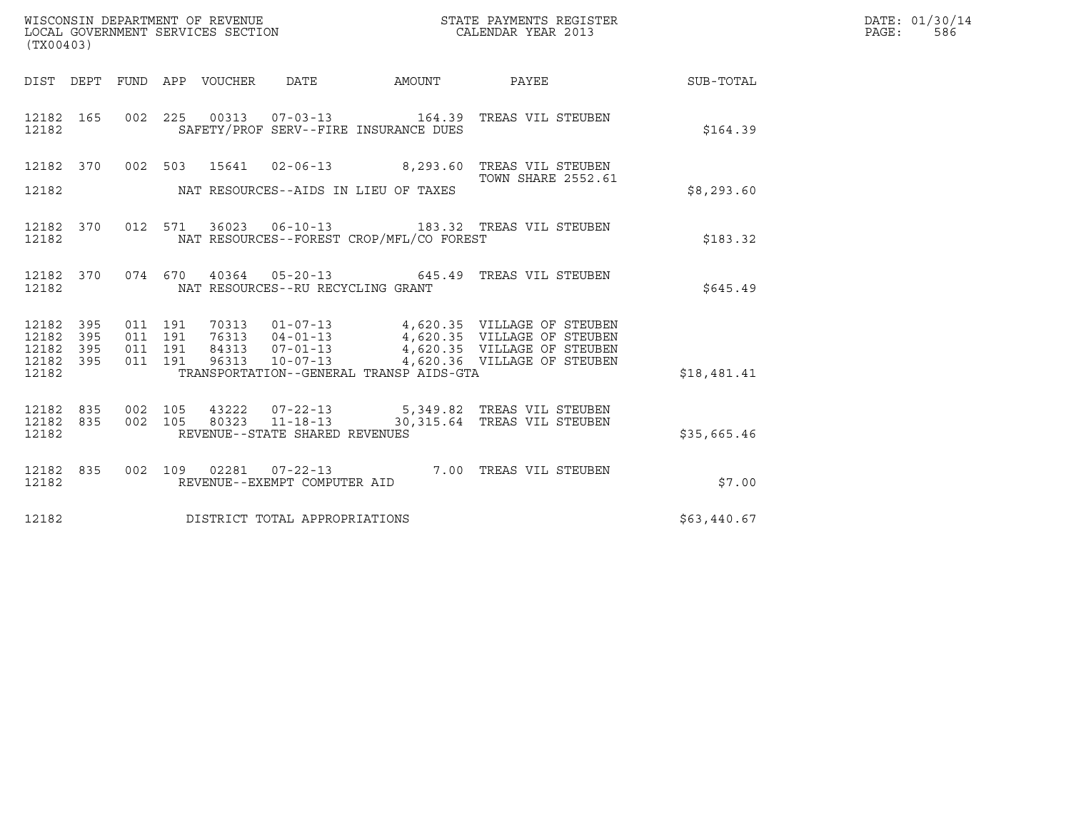WISCONSIN DEPARTMENT OF REVENUE
LOCAL GOVERNMENT SERVICES SECTION
(TX00403)

STATE PAYMENTS REGISTER
CALENDAR YEAR 2013

DATE: 01/30/14
PAGE: 586

| DIST | DEPT | FUND | APP | VOUCHER | DATE | AMOUNT | PAYEE | SUB-TOTAL |
|---|---|---|---|---|---|---|---|---|
| 12182 | 165 | 002 | 225 | 00313 | 07-03-13 | 164.39 | TREAS VIL STEUBEN | |
| 12182 | | | | | SAFETY/PROF SERV--FIRE INSURANCE DUES | | | $164.39 |
| 12182 | 370 | 002 | 503 | 15641 | 02-06-13 | 8,293.60 | TREAS VIL STEUBEN TOWN SHARE 2552.61 | |
| 12182 | | | | | NAT RESOURCES--AIDS IN LIEU OF TAXES | | | $8,293.60 |
| 12182 | 370 | 012 | 571 | 36023 | 06-10-13 | 183.32 | TREAS VIL STEUBEN | |
| 12182 | | | | | NAT RESOURCES--FOREST CROP/MFL/CO FOREST | | | $183.32 |
| 12182 | 370 | 074 | 670 | 40364 | 05-20-13 | 645.49 | TREAS VIL STEUBEN | |
| 12182 | | | | | NAT RESOURCES--RU RECYCLING GRANT | | | $645.49 |
| 12182 | 395 | 011 | 191 | 70313 | 01-07-13 | 4,620.35 | VILLAGE OF STEUBEN | |
| 12182 | 395 | 011 | 191 | 76313 | 04-01-13 | 4,620.35 | VILLAGE OF STEUBEN | |
| 12182 | 395 | 011 | 191 | 84313 | 07-01-13 | 4,620.35 | VILLAGE OF STEUBEN | |
| 12182 | 395 | 011 | 191 | 96313 | 10-07-13 | 4,620.36 | VILLAGE OF STEUBEN | |
| 12182 | | | | | TRANSPORTATION--GENERAL TRANSP AIDS-GTA | | | $18,481.41 |
| 12182 | 835 | 002 | 105 | 43222 | 07-22-13 | 5,349.82 | TREAS VIL STEUBEN | |
| 12182 | 835 | 002 | 105 | 80323 | 11-18-13 | 30,315.64 | TREAS VIL STEUBEN | |
| 12182 | | | | | REVENUE--STATE SHARED REVENUES | | | $35,665.46 |
| 12182 | 835 | 002 | 109 | 02281 | 07-22-13 | 7.00 | TREAS VIL STEUBEN | |
| 12182 | | | | | REVENUE--EXEMPT COMPUTER AID | | | $7.00 |
| 12182 | | | | | DISTRICT TOTAL APPROPRIATIONS | | | $63,440.67 |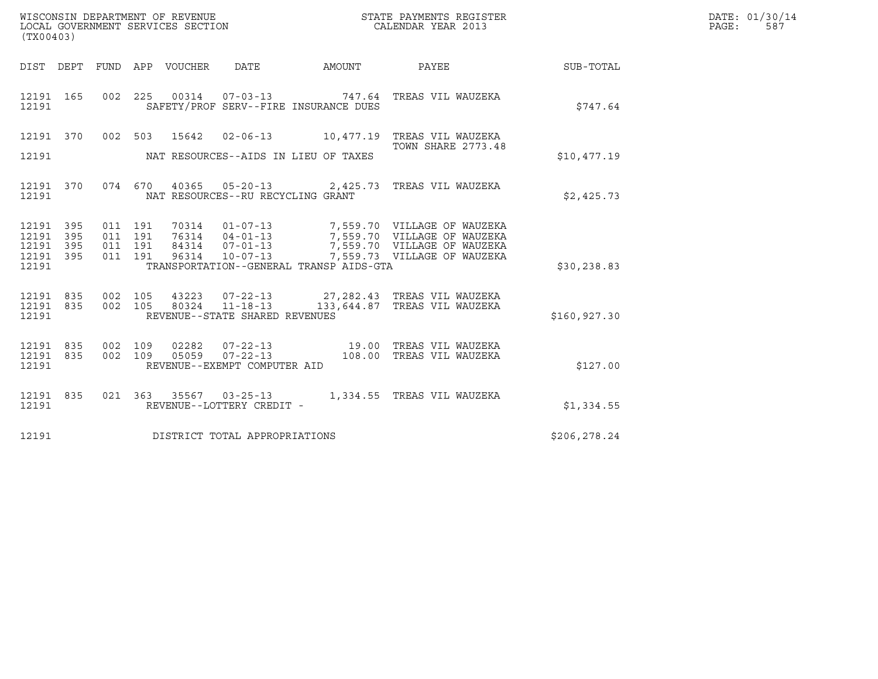WISCONSIN DEPARTMENT OF REVENUE
LOCAL GOVERNMENT SERVICES SECTION
(TX00403)

STATE PAYMENTS REGISTER
CALENDAR YEAR 2013

| DIST | DEPT | FUND | APP | VOUCHER | DATE | AMOUNT | PAYEE | SUB-TOTAL |
|---|---|---|---|---|---|---|---|---|
| 12191 | 165 | 002 | 225 | 00314 | 07-03-13 | 747.64 | TREAS VIL WAUZEKA | |
| 12191 | | | | | SAFETY/PROF SERV--FIRE INSURANCE DUES | | | $747.64 |
| 12191 | 370 | 002 | 503 | 15642 | 02-06-13 | 10,477.19 | TREAS VIL WAUZEKA TOWN SHARE 2773.48 | |
| 12191 | | | | | NAT RESOURCES--AIDS IN LIEU OF TAXES | | | $10,477.19 |
| 12191 | 370 | 074 | 670 | 40365 | 05-20-13 | 2,425.73 | TREAS VIL WAUZEKA | |
| 12191 | | | | | NAT RESOURCES--RU RECYCLING GRANT | | | $2,425.73 |
| 12191 | 395 | 011 | 191 | 70314 | 01-07-13 | 7,559.70 | VILLAGE OF WAUZEKA | |
| 12191 | 395 | 011 | 191 | 76314 | 04-01-13 | 7,559.70 | VILLAGE OF WAUZEKA | |
| 12191 | 395 | 011 | 191 | 84314 | 07-01-13 | 7,559.70 | VILLAGE OF WAUZEKA | |
| 12191 | 395 | 011 | 191 | 96314 | 10-07-13 | 7,559.73 | VILLAGE OF WAUZEKA | |
| 12191 | | | | | TRANSPORTATION--GENERAL TRANSP AIDS-GTA | | | $30,238.83 |
| 12191 | 835 | 002 | 105 | 43223 | 07-22-13 | 27,282.43 | TREAS VIL WAUZEKA | |
| 12191 | 835 | 002 | 105 | 80324 | 11-18-13 | 133,644.87 | TREAS VIL WAUZEKA | |
| 12191 | | | | | REVENUE--STATE SHARED REVENUES | | | $160,927.30 |
| 12191 | 835 | 002 | 109 | 02282 | 07-22-13 | 19.00 | TREAS VIL WAUZEKA | |
| 12191 | 835 | 002 | 109 | 05059 | 07-22-13 | 108.00 | TREAS VIL WAUZEKA | |
| 12191 | | | | | REVENUE--EXEMPT COMPUTER AID | | | $127.00 |
| 12191 | 835 | 021 | 363 | 35567 | 03-25-13 | 1,334.55 | TREAS VIL WAUZEKA | |
| 12191 | | | | | REVENUE--LOTTERY CREDIT - | | | $1,334.55 |
| 12191 | | | | | DISTRICT TOTAL APPROPRIATIONS | | | $206,278.24 |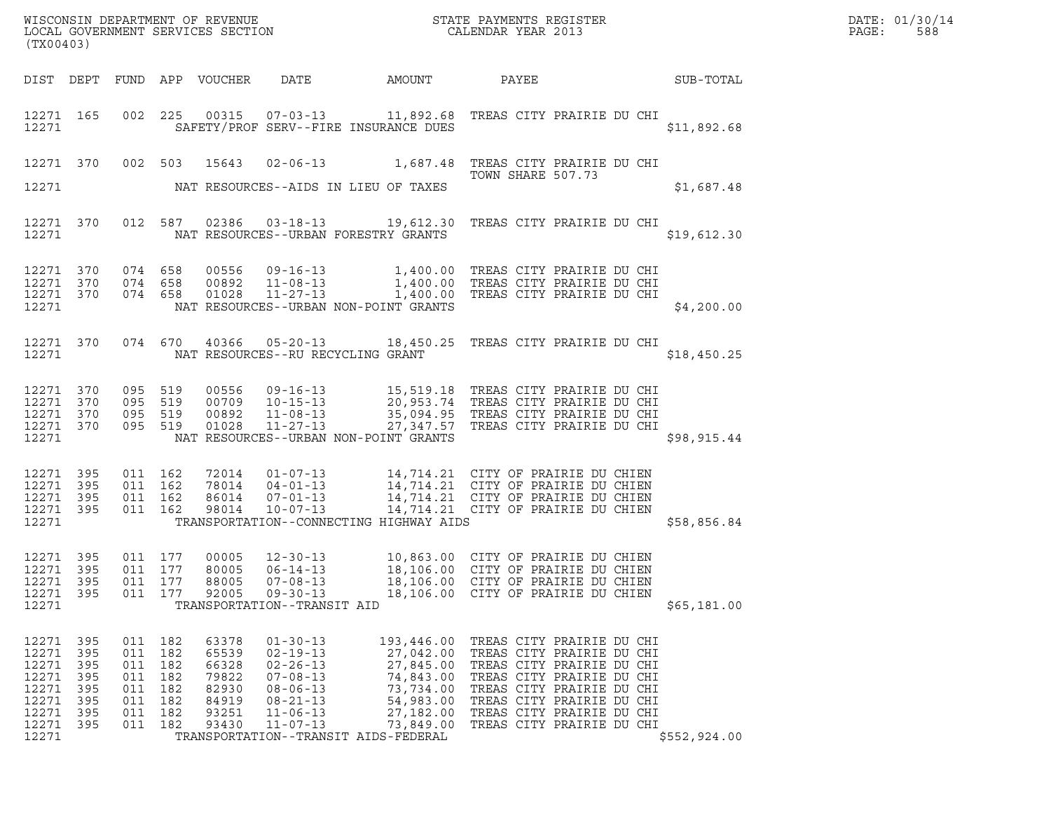WISCONSIN DEPARTMENT OF REVENUE
LOCAL GOVERNMENT SERVICES SECTION
(TX00403)

STATE PAYMENTS REGISTER
CALENDAR YEAR 2013

DATE: 01/30/14
PAGE: 588

| DIST | DEPT | FUND | APP | VOUCHER | DATE | AMOUNT | PAYEE | SUB-TOTAL |
|---|---|---|---|---|---|---|---|---|
| 12271 | 165 | 002 | 225 | 00315 | 07-03-13 | 11,892.68 | TREAS CITY PRAIRIE DU CHI | |
| 12271 | | | | | SAFETY/PROF SERV--FIRE INSURANCE DUES | | | $11,892.68 |
| 12271 | 370 | 002 | 503 | 15643 | 02-06-13 | 1,687.48 | TREAS CITY PRAIRIE DU CHI TOWN SHARE 507.73 | |
| 12271 | | | | | NAT RESOURCES--AIDS IN LIEU OF TAXES | | | $1,687.48 |
| 12271 | 370 | 012 | 587 | 02386 | 03-18-13 | 19,612.30 | TREAS CITY PRAIRIE DU CHI | |
| 12271 | | | | | NAT RESOURCES--URBAN FORESTRY GRANTS | | | $19,612.30 |
| 12271 | 370 | 074 | 658 | 00556 | 09-16-13 | 1,400.00 | TREAS CITY PRAIRIE DU CHI | |
| 12271 | 370 | 074 | 658 | 00892 | 11-08-13 | 1,400.00 | TREAS CITY PRAIRIE DU CHI | |
| 12271 | 370 | 074 | 658 | 01028 | 11-27-13 | 1,400.00 | TREAS CITY PRAIRIE DU CHI | |
| 12271 | | | | | NAT RESOURCES--URBAN NON-POINT GRANTS | | | $4,200.00 |
| 12271 | 370 | 074 | 670 | 40366 | 05-20-13 | 18,450.25 | TREAS CITY PRAIRIE DU CHI | |
| 12271 | | | | | NAT RESOURCES--RU RECYCLING GRANT | | | $18,450.25 |
| 12271 | 370 | 095 | 519 | 00556 | 09-16-13 | 15,519.18 | TREAS CITY PRAIRIE DU CHI | |
| 12271 | 370 | 095 | 519 | 00709 | 10-15-13 | 20,953.74 | TREAS CITY PRAIRIE DU CHI | |
| 12271 | 370 | 095 | 519 | 00892 | 11-08-13 | 35,094.95 | TREAS CITY PRAIRIE DU CHI | |
| 12271 | 370 | 095 | 519 | 01028 | 11-27-13 | 27,347.57 | TREAS CITY PRAIRIE DU CHI | |
| 12271 | | | | | NAT RESOURCES--URBAN NON-POINT GRANTS | | | $98,915.44 |
| 12271 | 395 | 011 | 162 | 72014 | 01-07-13 | 14,714.21 | CITY OF PRAIRIE DU CHIEN | |
| 12271 | 395 | 011 | 162 | 78014 | 04-01-13 | 14,714.21 | CITY OF PRAIRIE DU CHIEN | |
| 12271 | 395 | 011 | 162 | 86014 | 07-01-13 | 14,714.21 | CITY OF PRAIRIE DU CHIEN | |
| 12271 | 395 | 011 | 162 | 98014 | 10-07-13 | 14,714.21 | CITY OF PRAIRIE DU CHIEN | |
| 12271 | | | | | TRANSPORTATION--CONNECTING HIGHWAY AIDS | | | $58,856.84 |
| 12271 | 395 | 011 | 177 | 00005 | 12-30-13 | 10,863.00 | CITY OF PRAIRIE DU CHIEN | |
| 12271 | 395 | 011 | 177 | 80005 | 06-14-13 | 18,106.00 | CITY OF PRAIRIE DU CHIEN | |
| 12271 | 395 | 011 | 177 | 88005 | 07-08-13 | 18,106.00 | CITY OF PRAIRIE DU CHIEN | |
| 12271 | 395 | 011 | 177 | 92005 | 09-30-13 | 18,106.00 | CITY OF PRAIRIE DU CHIEN | |
| 12271 | | | | | TRANSPORTATION--TRANSIT AID | | | $65,181.00 |
| 12271 | 395 | 011 | 182 | 63378 | 01-30-13 | 193,446.00 | TREAS CITY PRAIRIE DU CHI | |
| 12271 | 395 | 011 | 182 | 65539 | 02-19-13 | 27,042.00 | TREAS CITY PRAIRIE DU CHI | |
| 12271 | 395 | 011 | 182 | 66328 | 02-26-13 | 27,845.00 | TREAS CITY PRAIRIE DU CHI | |
| 12271 | 395 | 011 | 182 | 79822 | 07-08-13 | 74,843.00 | TREAS CITY PRAIRIE DU CHI | |
| 12271 | 395 | 011 | 182 | 82930 | 08-06-13 | 73,734.00 | TREAS CITY PRAIRIE DU CHI | |
| 12271 | 395 | 011 | 182 | 84919 | 08-21-13 | 54,983.00 | TREAS CITY PRAIRIE DU CHI | |
| 12271 | 395 | 011 | 182 | 93251 | 11-06-13 | 27,182.00 | TREAS CITY PRAIRIE DU CHI | |
| 12271 | 395 | 011 | 182 | 93430 | 11-07-13 | 73,849.00 | TREAS CITY PRAIRIE DU CHI | |
| 12271 | | | | | TRANSPORTATION--TRANSIT AIDS-FEDERAL | | | $552,924.00 |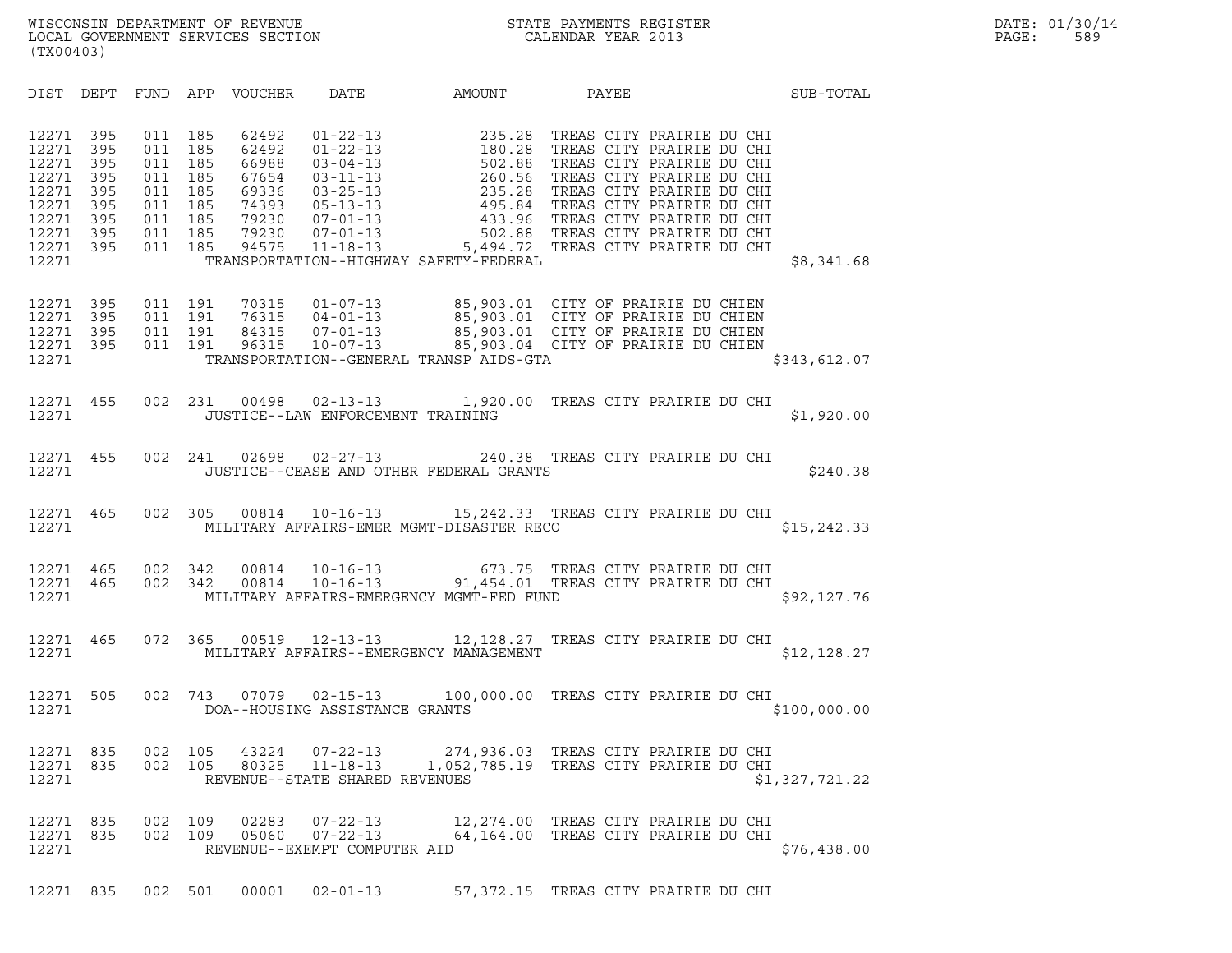WISCONSIN DEPARTMENT OF REVENUE
LOCAL GOVERNMENT SERVICES SECTION
(TX00403)

STATE PAYMENTS REGISTER
CALENDAR YEAR 2013

DATE: 01/30/14

| DIST | DEPT | FUND | APP | VOUCHER | DATE | AMOUNT | PAYEE | SUB-TOTAL |
|---|---|---|---|---|---|---|---|---|
| 12271 | 395 | 011 | 185 | 62492 | 01-22-13 | 235.28 | TREAS CITY PRAIRIE DU CHI | |
| 12271 | 395 | 011 | 185 | 62492 | 01-22-13 | 180.28 | TREAS CITY PRAIRIE DU CHI | |
| 12271 | 395 | 011 | 185 | 66988 | 03-04-13 | 502.88 | TREAS CITY PRAIRIE DU CHI | |
| 12271 | 395 | 011 | 185 | 67654 | 03-11-13 | 260.56 | TREAS CITY PRAIRIE DU CHI | |
| 12271 | 395 | 011 | 185 | 69336 | 03-25-13 | 235.28 | TREAS CITY PRAIRIE DU CHI | |
| 12271 | 395 | 011 | 185 | 74393 | 05-13-13 | 495.84 | TREAS CITY PRAIRIE DU CHI | |
| 12271 | 395 | 011 | 185 | 79230 | 07-01-13 | 433.96 | TREAS CITY PRAIRIE DU CHI | |
| 12271 | 395 | 011 | 185 | 79230 | 07-01-13 | 502.88 | TREAS CITY PRAIRIE DU CHI | |
| 12271 | 395 | 011 | 185 | 94575 | 11-18-13 | 5,494.72 | TREAS CITY PRAIRIE DU CHI | |
| 12271 | | | | | TRANSPORTATION--HIGHWAY SAFETY-FEDERAL | | | $8,341.68 |
| 12271 | 395 | 011 | 191 | 70315 | 01-07-13 | 85,903.01 | CITY OF PRAIRIE DU CHIEN | |
| 12271 | 395 | 011 | 191 | 76315 | 04-01-13 | 85,903.01 | CITY OF PRAIRIE DU CHIEN | |
| 12271 | 395 | 011 | 191 | 84315 | 07-01-13 | 85,903.01 | CITY OF PRAIRIE DU CHIEN | |
| 12271 | 395 | 011 | 191 | 96315 | 10-07-13 | 85,903.04 | CITY OF PRAIRIE DU CHIEN | |
| 12271 | | | | | TRANSPORTATION--GENERAL TRANSP AIDS-GTA | | | $343,612.07 |
| 12271 | 455 | 002 | 231 | 00498 | 02-13-13 | 1,920.00 | TREAS CITY PRAIRIE DU CHI | |
| 12271 | | | | | JUSTICE--LAW ENFORCEMENT TRAINING | | | $1,920.00 |
| 12271 | 455 | 002 | 241 | 02698 | 02-27-13 | 240.38 | TREAS CITY PRAIRIE DU CHI | |
| 12271 | | | | | JUSTICE--CEASE AND OTHER FEDERAL GRANTS | | | $240.38 |
| 12271 | 465 | 002 | 305 | 00814 | 10-16-13 | 15,242.33 | TREAS CITY PRAIRIE DU CHI | |
| 12271 | | | | | MILITARY AFFAIRS-EMER MGMT-DISASTER RECO | | | $15,242.33 |
| 12271 | 465 | 002 | 342 | 00814 | 10-16-13 | 673.75 | TREAS CITY PRAIRIE DU CHI | |
| 12271 | 465 | 002 | 342 | 00814 | 10-16-13 | 91,454.01 | TREAS CITY PRAIRIE DU CHI | |
| 12271 | | | | | MILITARY AFFAIRS-EMERGENCY MGMT-FED FUND | | | $92,127.76 |
| 12271 | 465 | 072 | 365 | 00519 | 12-13-13 | 12,128.27 | TREAS CITY PRAIRIE DU CHI | |
| 12271 | | | | | MILITARY AFFAIRS--EMERGENCY MANAGEMENT | | | $12,128.27 |
| 12271 | 505 | 002 | 743 | 07079 | 02-15-13 | 100,000.00 | TREAS CITY PRAIRIE DU CHI | |
| 12271 | | | | | DOA--HOUSING ASSISTANCE GRANTS | | | $100,000.00 |
| 12271 | 835 | 002 | 105 | 43224 | 07-22-13 | 274,936.03 | TREAS CITY PRAIRIE DU CHI | |
| 12271 | 835 | 002 | 105 | 80325 | 11-18-13 | 1,052,785.19 | TREAS CITY PRAIRIE DU CHI | |
| 12271 | | | | | REVENUE--STATE SHARED REVENUES | | | $1,327,721.22 |
| 12271 | 835 | 002 | 109 | 02283 | 07-22-13 | 12,274.00 | TREAS CITY PRAIRIE DU CHI | |
| 12271 | 835 | 002 | 109 | 05060 | 07-22-13 | 64,164.00 | TREAS CITY PRAIRIE DU CHI | |
| 12271 | | | | | REVENUE--EXEMPT COMPUTER AID | | | $76,438.00 |
| 12271 | 835 | 002 | 501 | 00001 | 02-01-13 | 57,372.15 | TREAS CITY PRAIRIE DU CHI | |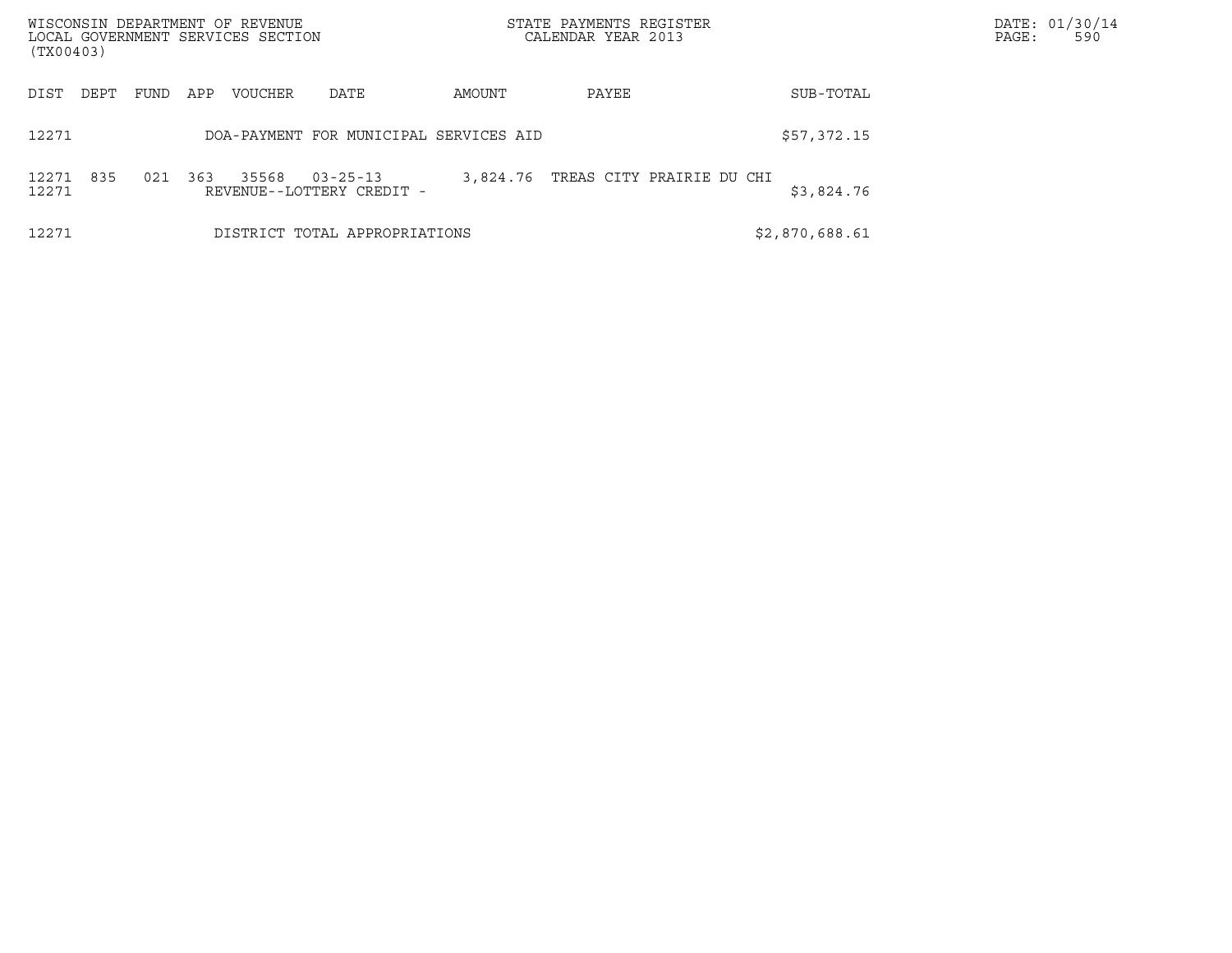| DIST | DEPT | FUND | APP | VOUCHER | DATE | AMOUNT | PAYEE | SUB-TOTAL |
|---|---|---|---|---|---|---|---|---|
| 12271 | | | | DOA-PAYMENT FOR MUNICIPAL SERVICES AID | | | | $57,372.15 |
| 12271 | 835 | 021 | 363 | 35568 | 03-25-13 | 3,824.76 | TREAS CITY PRAIRIE DU CHI | |
| 12271 | | | | REVENUE--LOTTERY CREDIT - | | | | $3,824.76 |
| 12271 | | | | DISTRICT TOTAL APPROPRIATIONS | | | | $2,870,688.61 |